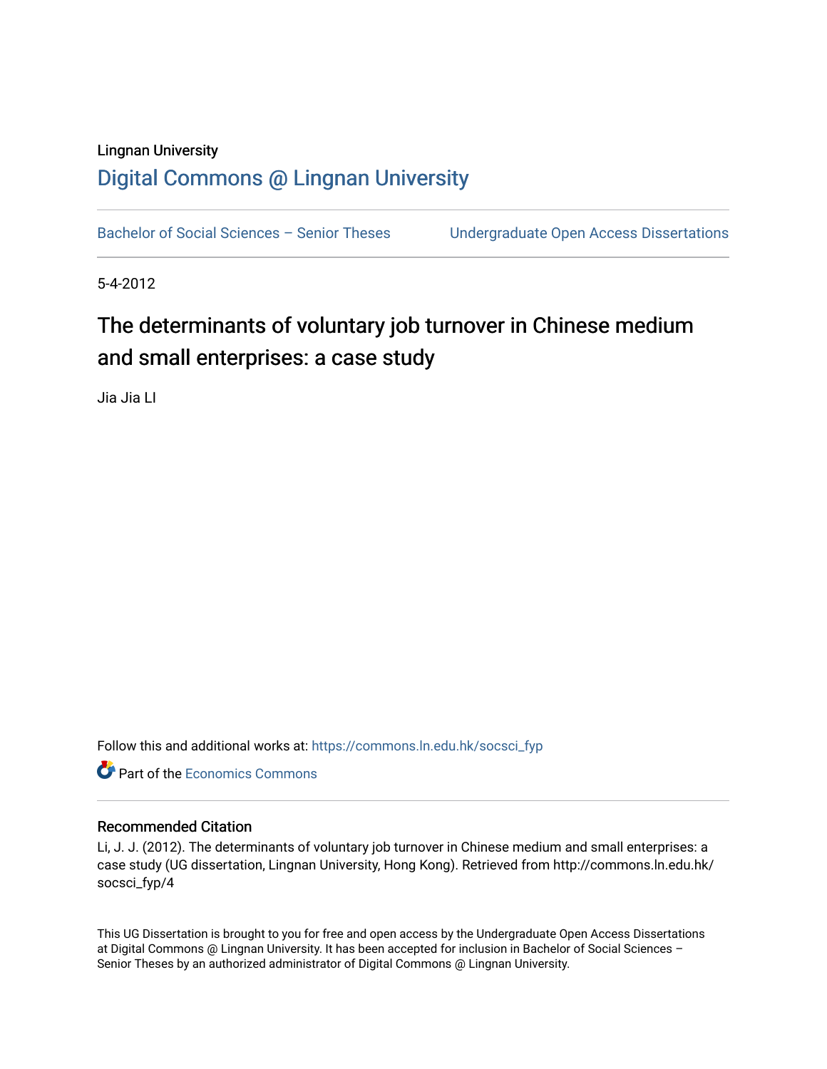Lingnan University

# Digital Commons @ Lingnan University

Bachelor of Social Sciences – Senior Theses    Undergraduate Open Access Dissertations

5-4-2012

## The determinants of voluntary job turnover in Chinese medium and small enterprises: a case study

Jia Jia LI

Follow this and additional works at: https://commons.ln.edu.hk/socsci_fyp

Part of the Economics Commons

### Recommended Citation

Li, J. J. (2012). The determinants of voluntary job turnover in Chinese medium and small enterprises: a case study (UG dissertation, Lingnan University, Hong Kong). Retrieved from http://commons.ln.edu.hk/socsci_fyp/4

This UG Dissertation is brought to you for free and open access by the Undergraduate Open Access Dissertations at Digital Commons @ Lingnan University. It has been accepted for inclusion in Bachelor of Social Sciences – Senior Theses by an authorized administrator of Digital Commons @ Lingnan University.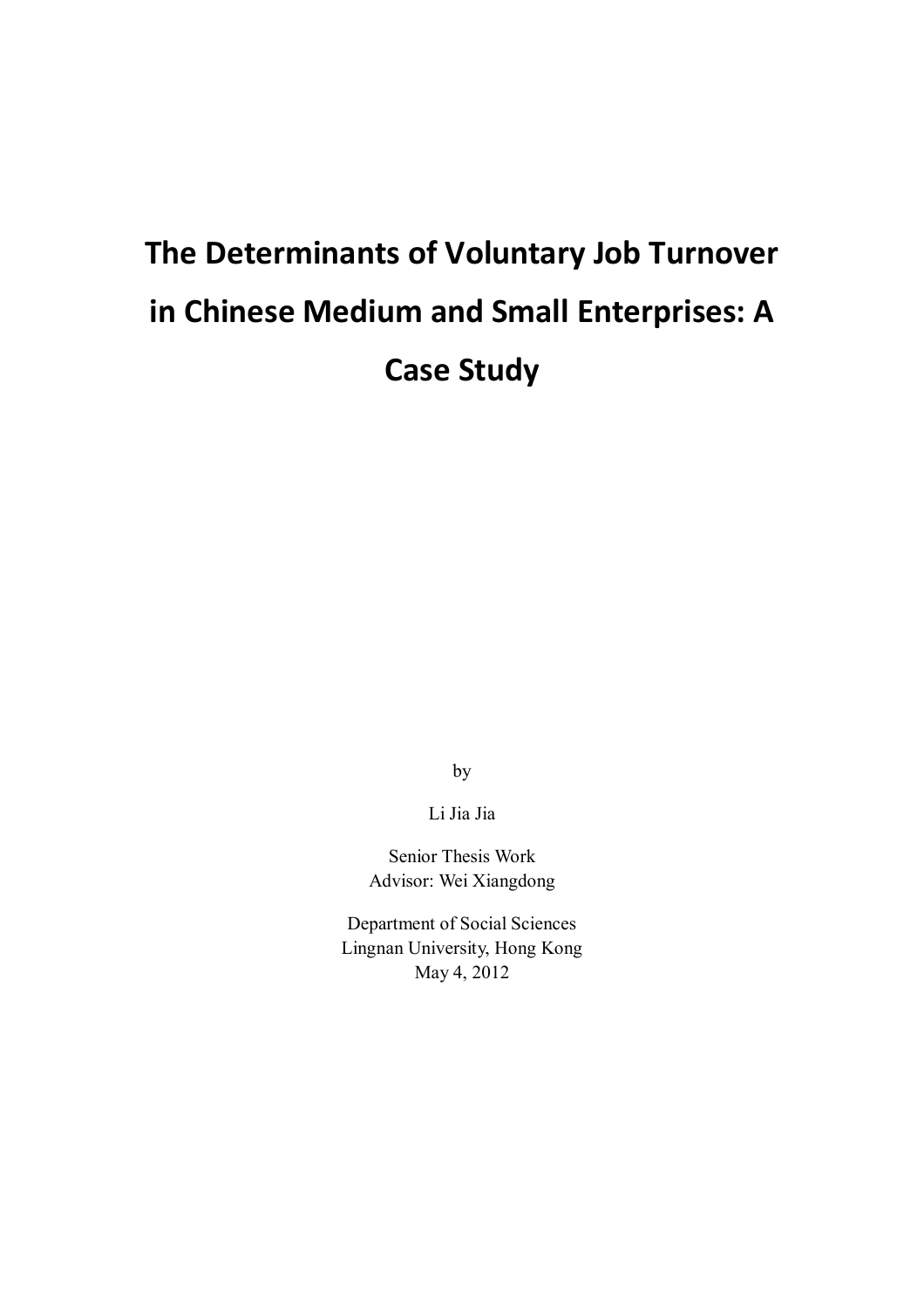# The Determinants of Voluntary Job Turnover in Chinese Medium and Small Enterprises: A Case Study

by

Li Jia Jia

Senior Thesis Work
Advisor: Wei Xiangdong

Department of Social Sciences
Lingnan University, Hong Kong
May 4, 2012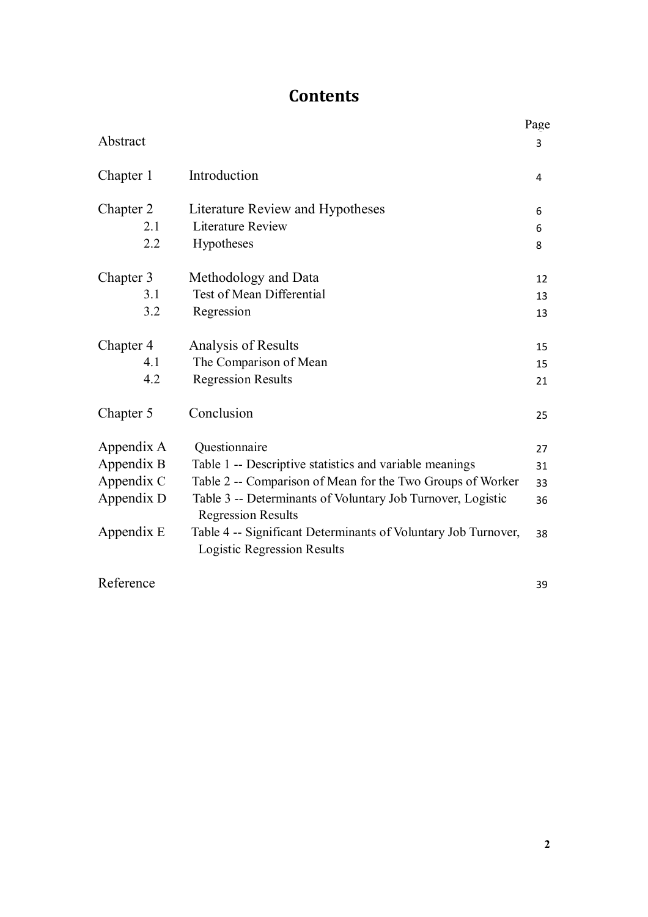# Contents

| | | Page |
|---|---|---|
| Abstract | | 3 |
| Chapter 1 | Introduction | 4 |
| Chapter 2 | Literature Review and Hypotheses | 6 |
| 2.1 | Literature Review | 6 |
| 2.2 | Hypotheses | 8 |
| Chapter 3 | Methodology and Data | 12 |
| 3.1 | Test of Mean Differential | 13 |
| 3.2 | Regression | 13 |
| Chapter 4 | Analysis of Results | 15 |
| 4.1 | The Comparison of Mean | 15 |
| 4.2 | Regression Results | 21 |
| Chapter 5 | Conclusion | 25 |
| Appendix A | Questionnaire | 27 |
| Appendix B | Table 1 -- Descriptive statistics and variable meanings | 31 |
| Appendix C | Table 2 -- Comparison of Mean for the Two Groups of Worker | 33 |
| Appendix D | Table 3 -- Determinants of Voluntary Job Turnover, Logistic Regression Results | 36 |
| Appendix E | Table 4 -- Significant Determinants of Voluntary Job Turnover, Logistic Regression Results | 38 |
| Reference | | 39 |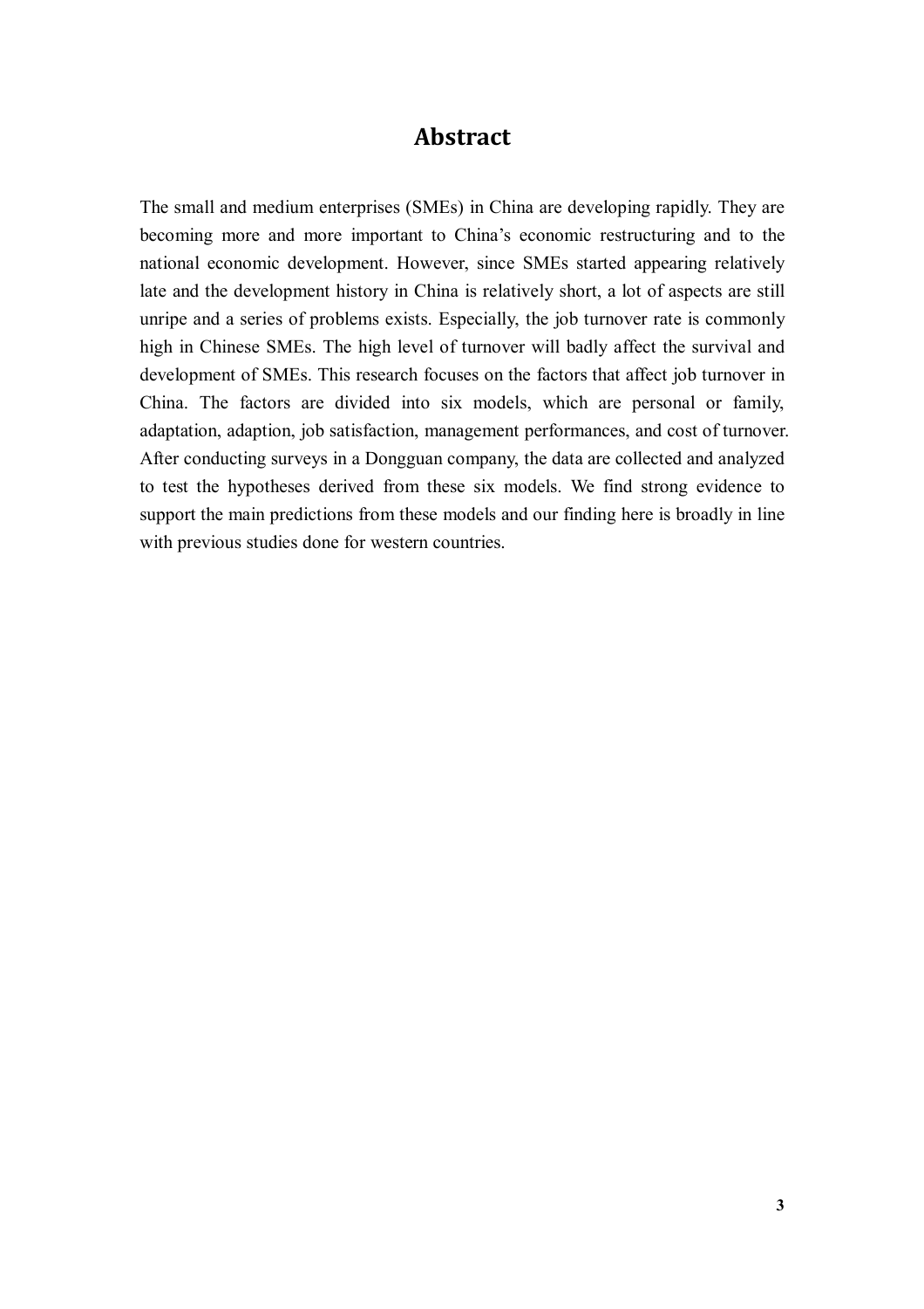# Abstract

The small and medium enterprises (SMEs) in China are developing rapidly. They are becoming more and more important to China's economic restructuring and to the national economic development. However, since SMEs started appearing relatively late and the development history in China is relatively short, a lot of aspects are still unripe and a series of problems exists. Especially, the job turnover rate is commonly high in Chinese SMEs. The high level of turnover will badly affect the survival and development of SMEs. This research focuses on the factors that affect job turnover in China. The factors are divided into six models, which are personal or family, adaptation, adaption, job satisfaction, management performances, and cost of turnover. After conducting surveys in a Dongguan company, the data are collected and analyzed to test the hypotheses derived from these six models. We find strong evidence to support the main predictions from these models and our finding here is broadly in line with previous studies done for western countries.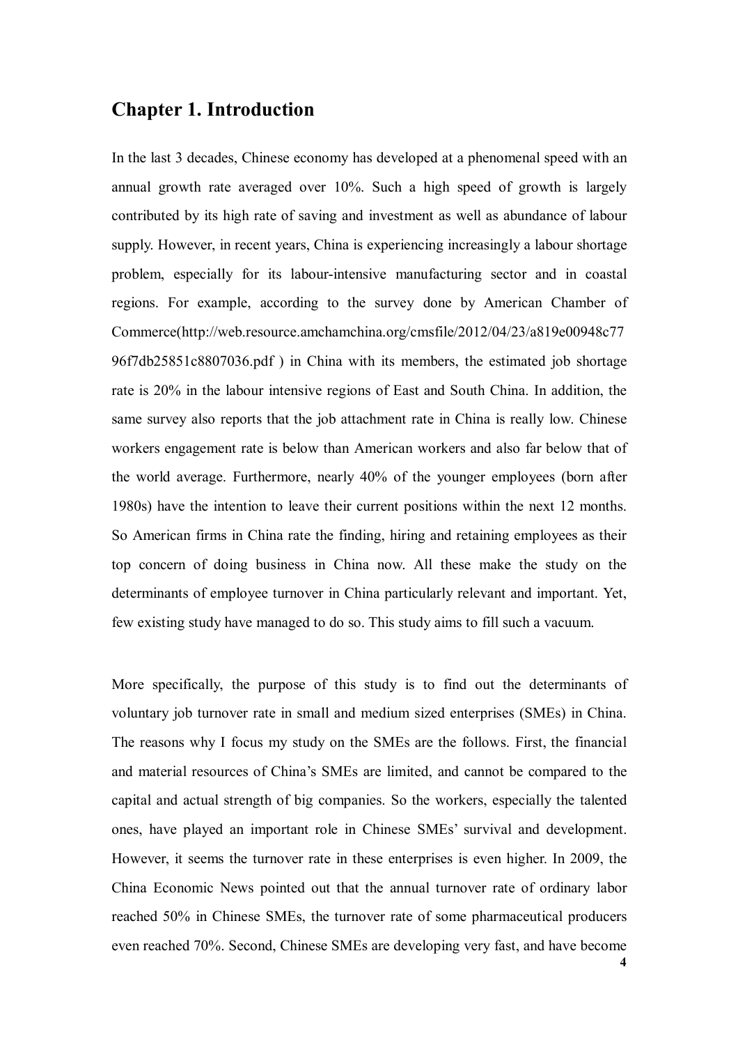## Chapter 1. Introduction

In the last 3 decades, Chinese economy has developed at a phenomenal speed with an annual growth rate averaged over 10%. Such a high speed of growth is largely contributed by its high rate of saving and investment as well as abundance of labour supply. However, in recent years, China is experiencing increasingly a labour shortage problem, especially for its labour-intensive manufacturing sector and in coastal regions. For example, according to the survey done by American Chamber of Commerce(http://web.resource.amchamchina.org/cmsfile/2012/04/23/a819e00948c7796f7db25851c8807036.pdf ) in China with its members, the estimated job shortage rate is 20% in the labour intensive regions of East and South China. In addition, the same survey also reports that the job attachment rate in China is really low. Chinese workers engagement rate is below than American workers and also far below that of the world average. Furthermore, nearly 40% of the younger employees (born after 1980s) have the intention to leave their current positions within the next 12 months. So American firms in China rate the finding, hiring and retaining employees as their top concern of doing business in China now. All these make the study on the determinants of employee turnover in China particularly relevant and important. Yet, few existing study have managed to do so. This study aims to fill such a vacuum.

More specifically, the purpose of this study is to find out the determinants of voluntary job turnover rate in small and medium sized enterprises (SMEs) in China. The reasons why I focus my study on the SMEs are the follows. First, the financial and material resources of China's SMEs are limited, and cannot be compared to the capital and actual strength of big companies. So the workers, especially the talented ones, have played an important role in Chinese SMEs' survival and development. However, it seems the turnover rate in these enterprises is even higher. In 2009, the China Economic News pointed out that the annual turnover rate of ordinary labor reached 50% in Chinese SMEs, the turnover rate of some pharmaceutical producers even reached 70%. Second, Chinese SMEs are developing very fast, and have become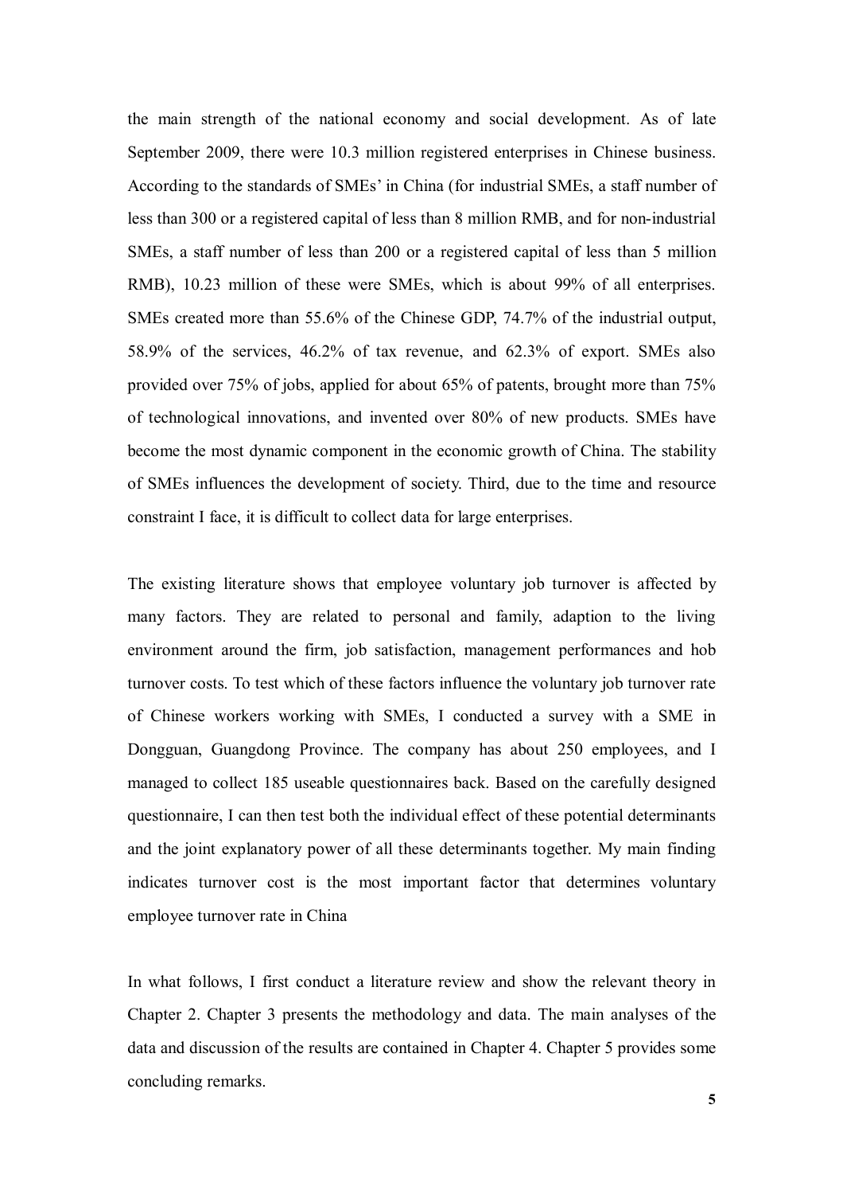the main strength of the national economy and social development. As of late September 2009, there were 10.3 million registered enterprises in Chinese business. According to the standards of SMEs' in China (for industrial SMEs, a staff number of less than 300 or a registered capital of less than 8 million RMB, and for non-industrial SMEs, a staff number of less than 200 or a registered capital of less than 5 million RMB), 10.23 million of these were SMEs, which is about 99% of all enterprises. SMEs created more than 55.6% of the Chinese GDP, 74.7% of the industrial output, 58.9% of the services, 46.2% of tax revenue, and 62.3% of export. SMEs also provided over 75% of jobs, applied for about 65% of patents, brought more than 75% of technological innovations, and invented over 80% of new products. SMEs have become the most dynamic component in the economic growth of China. The stability of SMEs influences the development of society. Third, due to the time and resource constraint I face, it is difficult to collect data for large enterprises.

The existing literature shows that employee voluntary job turnover is affected by many factors. They are related to personal and family, adaption to the living environment around the firm, job satisfaction, management performances and hob turnover costs. To test which of these factors influence the voluntary job turnover rate of Chinese workers working with SMEs, I conducted a survey with a SME in Dongguan, Guangdong Province. The company has about 250 employees, and I managed to collect 185 useable questionnaires back. Based on the carefully designed questionnaire, I can then test both the individual effect of these potential determinants and the joint explanatory power of all these determinants together. My main finding indicates turnover cost is the most important factor that determines voluntary employee turnover rate in China

In what follows, I first conduct a literature review and show the relevant theory in Chapter 2. Chapter 3 presents the methodology and data. The main analyses of the data and discussion of the results are contained in Chapter 4. Chapter 5 provides some concluding remarks.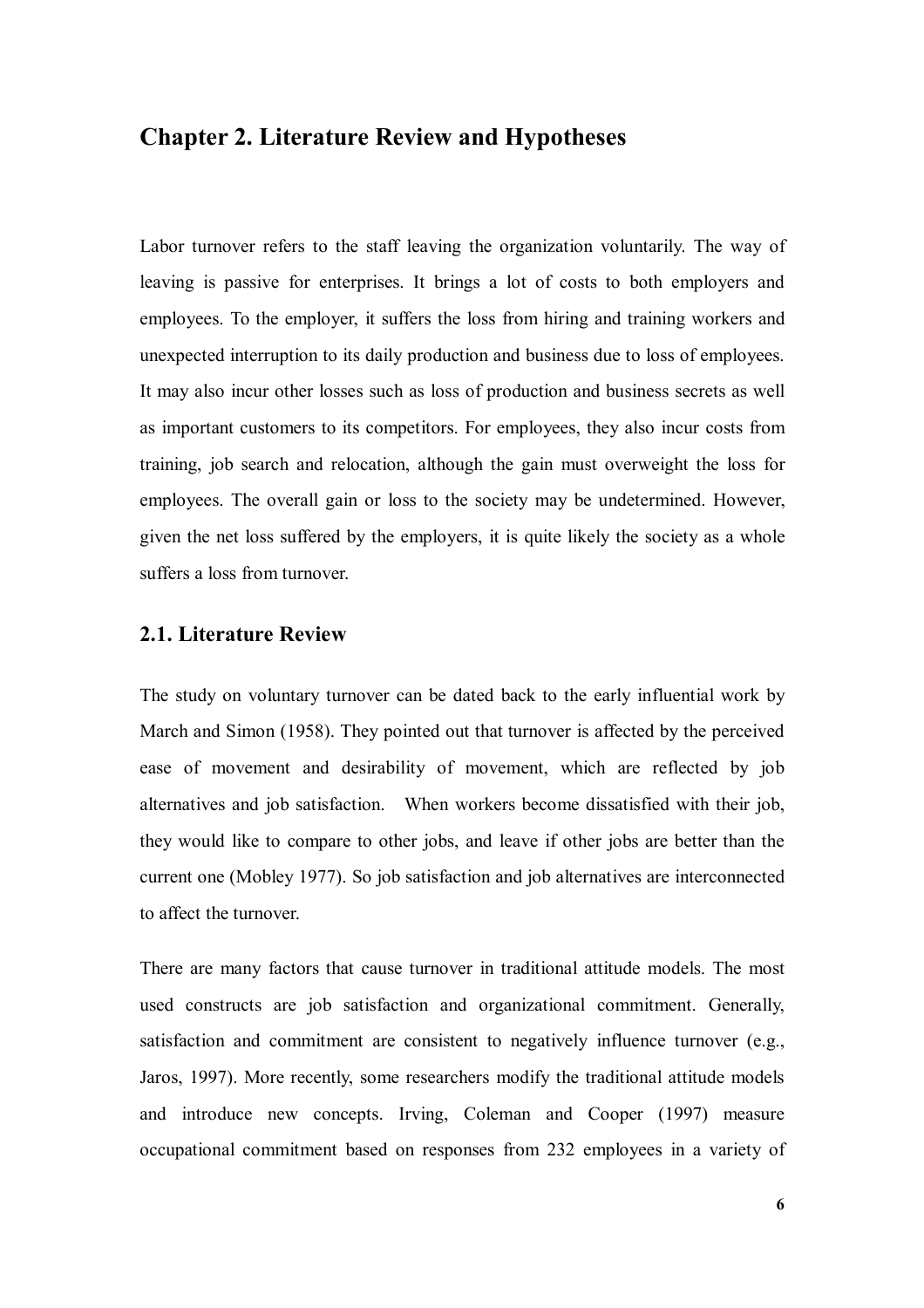# Chapter 2. Literature Review and Hypotheses

Labor turnover refers to the staff leaving the organization voluntarily. The way of leaving is passive for enterprises. It brings a lot of costs to both employers and employees. To the employer, it suffers the loss from hiring and training workers and unexpected interruption to its daily production and business due to loss of employees. It may also incur other losses such as loss of production and business secrets as well as important customers to its competitors. For employees, they also incur costs from training, job search and relocation, although the gain must overweight the loss for employees. The overall gain or loss to the society may be undetermined. However, given the net loss suffered by the employers, it is quite likely the society as a whole suffers a loss from turnover.

## 2.1. Literature Review

The study on voluntary turnover can be dated back to the early influential work by March and Simon (1958). They pointed out that turnover is affected by the perceived ease of movement and desirability of movement, which are reflected by job alternatives and job satisfaction. When workers become dissatisfied with their job, they would like to compare to other jobs, and leave if other jobs are better than the current one (Mobley 1977). So job satisfaction and job alternatives are interconnected to affect the turnover.

There are many factors that cause turnover in traditional attitude models. The most used constructs are job satisfaction and organizational commitment. Generally, satisfaction and commitment are consistent to negatively influence turnover (e.g., Jaros, 1997). More recently, some researchers modify the traditional attitude models and introduce new concepts. Irving, Coleman and Cooper (1997) measure occupational commitment based on responses from 232 employees in a variety of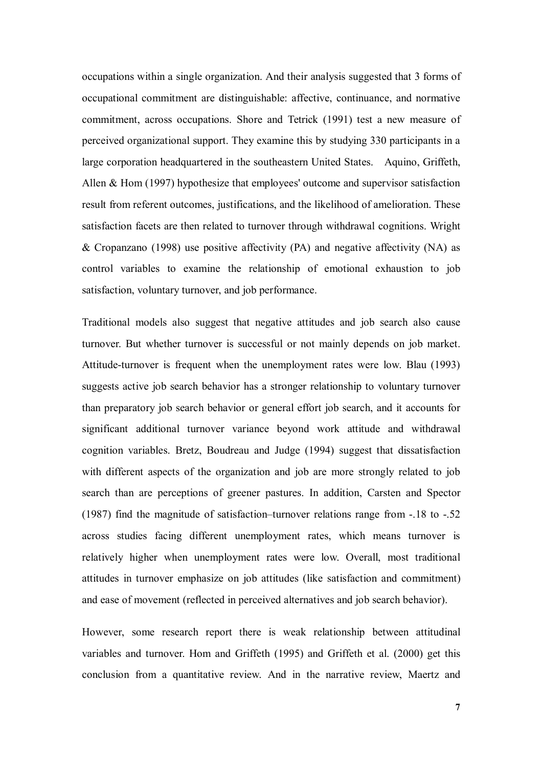occupations within a single organization. And their analysis suggested that 3 forms of occupational commitment are distinguishable: affective, continuance, and normative commitment, across occupations. Shore and Tetrick (1991) test a new measure of perceived organizational support. They examine this by studying 330 participants in a large corporation headquartered in the southeastern United States. Aquino, Griffeth, Allen & Hom (1997) hypothesize that employees' outcome and supervisor satisfaction result from referent outcomes, justifications, and the likelihood of amelioration. These satisfaction facets are then related to turnover through withdrawal cognitions. Wright & Cropanzano (1998) use positive affectivity (PA) and negative affectivity (NA) as control variables to examine the relationship of emotional exhaustion to job satisfaction, voluntary turnover, and job performance.

Traditional models also suggest that negative attitudes and job search also cause turnover. But whether turnover is successful or not mainly depends on job market. Attitude-turnover is frequent when the unemployment rates were low. Blau (1993) suggests active job search behavior has a stronger relationship to voluntary turnover than preparatory job search behavior or general effort job search, and it accounts for significant additional turnover variance beyond work attitude and withdrawal cognition variables. Bretz, Boudreau and Judge (1994) suggest that dissatisfaction with different aspects of the organization and job are more strongly related to job search than are perceptions of greener pastures. In addition, Carsten and Spector (1987) find the magnitude of satisfaction–turnover relations range from -.18 to -.52 across studies facing different unemployment rates, which means turnover is relatively higher when unemployment rates were low. Overall, most traditional attitudes in turnover emphasize on job attitudes (like satisfaction and commitment) and ease of movement (reflected in perceived alternatives and job search behavior).

However, some research report there is weak relationship between attitudinal variables and turnover. Hom and Griffeth (1995) and Griffeth et al. (2000) get this conclusion from a quantitative review. And in the narrative review, Maertz and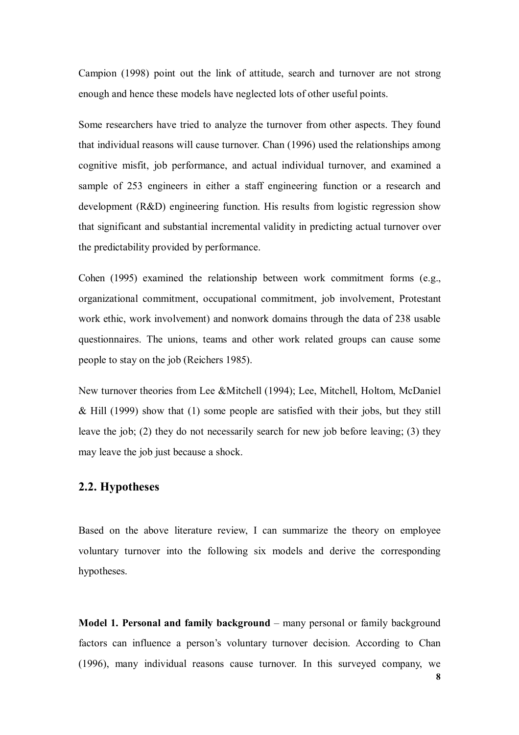Campion (1998) point out the link of attitude, search and turnover are not strong enough and hence these models have neglected lots of other useful points.

Some researchers have tried to analyze the turnover from other aspects. They found that individual reasons will cause turnover. Chan (1996) used the relationships among cognitive misfit, job performance, and actual individual turnover, and examined a sample of 253 engineers in either a staff engineering function or a research and development (R&D) engineering function. His results from logistic regression show that significant and substantial incremental validity in predicting actual turnover over the predictability provided by performance.

Cohen (1995) examined the relationship between work commitment forms (e.g., organizational commitment, occupational commitment, job involvement, Protestant work ethic, work involvement) and nonwork domains through the data of 238 usable questionnaires. The unions, teams and other work related groups can cause some people to stay on the job (Reichers 1985).

New turnover theories from Lee &Mitchell (1994); Lee, Mitchell, Holtom, McDaniel & Hill (1999) show that (1) some people are satisfied with their jobs, but they still leave the job; (2) they do not necessarily search for new job before leaving; (3) they may leave the job just because a shock.

## 2.2. Hypotheses

Based on the above literature review, I can summarize the theory on employee voluntary turnover into the following six models and derive the corresponding hypotheses.

**Model 1. Personal and family background** – many personal or family background factors can influence a person's voluntary turnover decision. According to Chan (1996), many individual reasons cause turnover. In this surveyed company, we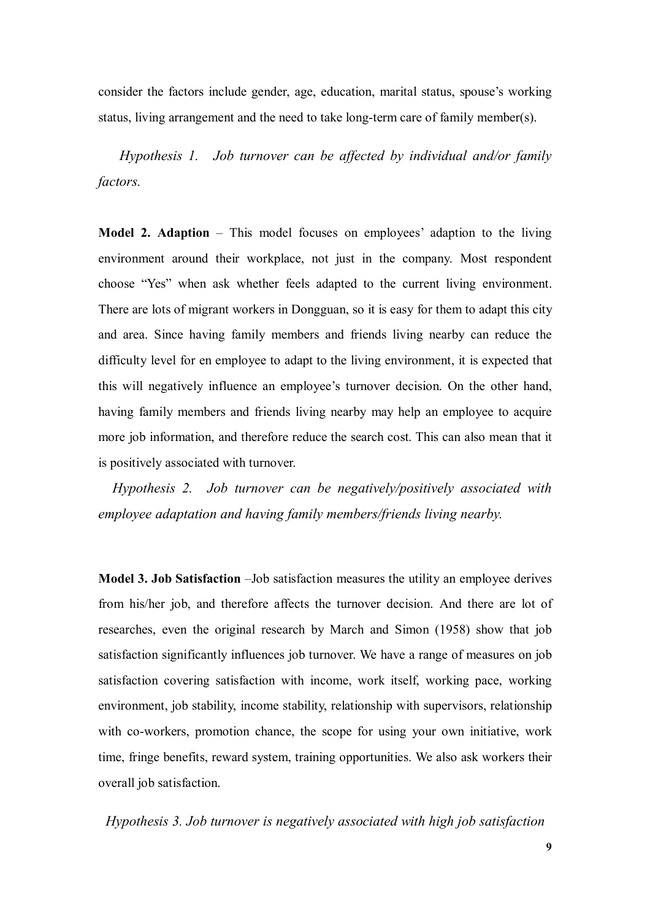consider the factors include gender, age, education, marital status, spouse's working status, living arrangement and the need to take long-term care of family member(s).

*Hypothesis 1. Job turnover can be affected by individual and/or family factors.*

**Model 2. Adaption** – This model focuses on employees' adaption to the living environment around their workplace, not just in the company. Most respondent choose "Yes" when ask whether feels adapted to the current living environment. There are lots of migrant workers in Dongguan, so it is easy for them to adapt this city and area. Since having family members and friends living nearby can reduce the difficulty level for en employee to adapt to the living environment, it is expected that this will negatively influence an employee's turnover decision. On the other hand, having family members and friends living nearby may help an employee to acquire more job information, and therefore reduce the search cost. This can also mean that it is positively associated with turnover.

*Hypothesis 2. Job turnover can be negatively/positively associated with employee adaptation and having family members/friends living nearby.*

**Model 3. Job Satisfaction** –Job satisfaction measures the utility an employee derives from his/her job, and therefore affects the turnover decision. And there are lot of researches, even the original research by March and Simon (1958) show that job satisfaction significantly influences job turnover. We have a range of measures on job satisfaction covering satisfaction with income, work itself, working pace, working environment, job stability, income stability, relationship with supervisors, relationship with co-workers, promotion chance, the scope for using your own initiative, work time, fringe benefits, reward system, training opportunities. We also ask workers their overall job satisfaction.

*Hypothesis 3. Job turnover is negatively associated with high job satisfaction*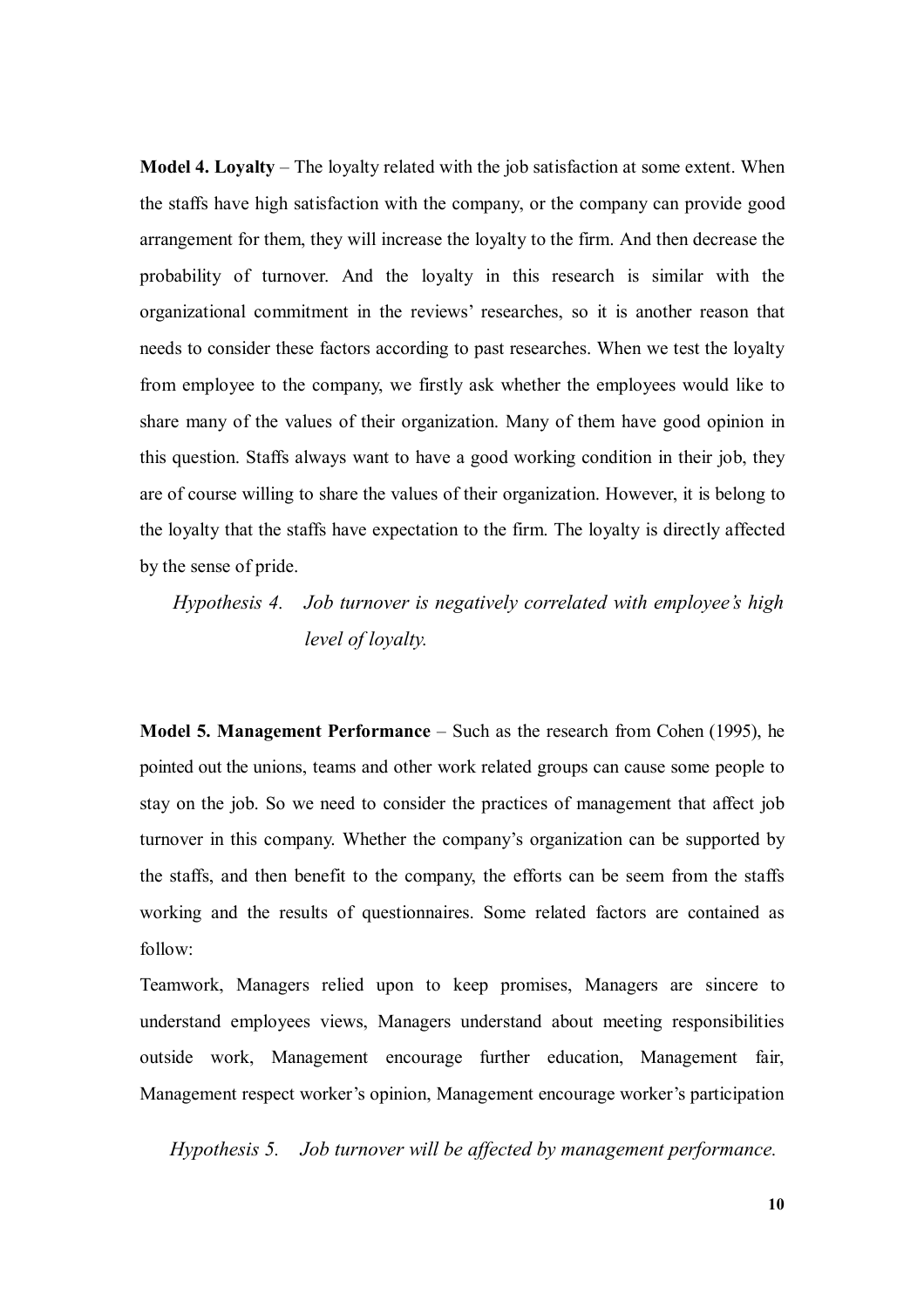**Model 4. Loyalty** – The loyalty related with the job satisfaction at some extent. When the staffs have high satisfaction with the company, or the company can provide good arrangement for them, they will increase the loyalty to the firm. And then decrease the probability of turnover. And the loyalty in this research is similar with the organizational commitment in the reviews' researches, so it is another reason that needs to consider these factors according to past researches. When we test the loyalty from employee to the company, we firstly ask whether the employees would like to share many of the values of their organization. Many of them have good opinion in this question. Staffs always want to have a good working condition in their job, they are of course willing to share the values of their organization. However, it is belong to the loyalty that the staffs have expectation to the firm. The loyalty is directly affected by the sense of pride.

*Hypothesis 4. Job turnover is negatively correlated with employee's high level of loyalty.*

**Model 5. Management Performance** – Such as the research from Cohen (1995), he pointed out the unions, teams and other work related groups can cause some people to stay on the job. So we need to consider the practices of management that affect job turnover in this company. Whether the company's organization can be supported by the staffs, and then benefit to the company, the efforts can be seem from the staffs working and the results of questionnaires. Some related factors are contained as follow:

Teamwork, Managers relied upon to keep promises, Managers are sincere to understand employees views, Managers understand about meeting responsibilities outside work, Management encourage further education, Management fair, Management respect worker's opinion, Management encourage worker's participation

*Hypothesis 5. Job turnover will be affected by management performance.*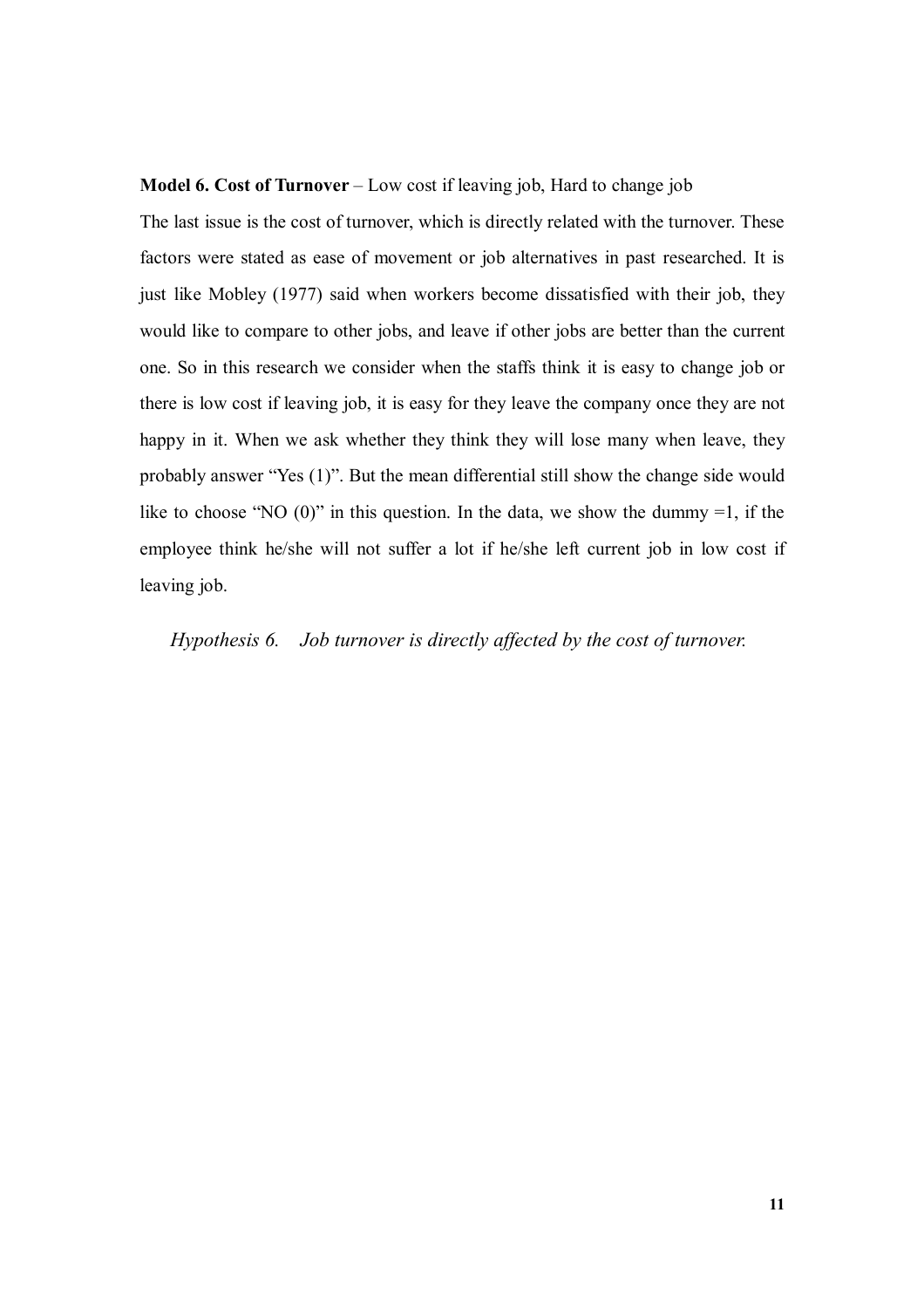**Model 6. Cost of Turnover** – Low cost if leaving job, Hard to change job

The last issue is the cost of turnover, which is directly related with the turnover. These factors were stated as ease of movement or job alternatives in past researched. It is just like Mobley (1977) said when workers become dissatisfied with their job, they would like to compare to other jobs, and leave if other jobs are better than the current one. So in this research we consider when the staffs think it is easy to change job or there is low cost if leaving job, it is easy for they leave the company once they are not happy in it. When we ask whether they think they will lose many when leave, they probably answer "Yes (1)". But the mean differential still show the change side would like to choose "NO (0)" in this question. In the data, we show the dummy =1, if the employee think he/she will not suffer a lot if he/she left current job in low cost if leaving job.

*Hypothesis 6. Job turnover is directly affected by the cost of turnover.*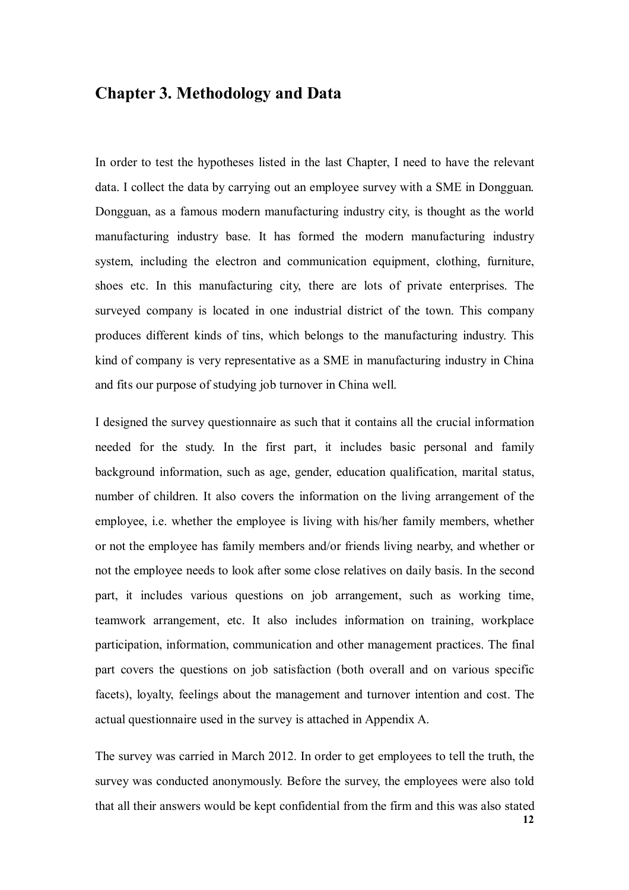## Chapter 3. Methodology and Data

In order to test the hypotheses listed in the last Chapter, I need to have the relevant data. I collect the data by carrying out an employee survey with a SME in Dongguan. Dongguan, as a famous modern manufacturing industry city, is thought as the world manufacturing industry base. It has formed the modern manufacturing industry system, including the electron and communication equipment, clothing, furniture, shoes etc. In this manufacturing city, there are lots of private enterprises. The surveyed company is located in one industrial district of the town. This company produces different kinds of tins, which belongs to the manufacturing industry. This kind of company is very representative as a SME in manufacturing industry in China and fits our purpose of studying job turnover in China well.

I designed the survey questionnaire as such that it contains all the crucial information needed for the study. In the first part, it includes basic personal and family background information, such as age, gender, education qualification, marital status, number of children. It also covers the information on the living arrangement of the employee, i.e. whether the employee is living with his/her family members, whether or not the employee has family members and/or friends living nearby, and whether or not the employee needs to look after some close relatives on daily basis. In the second part, it includes various questions on job arrangement, such as working time, teamwork arrangement, etc. It also includes information on training, workplace participation, information, communication and other management practices. The final part covers the questions on job satisfaction (both overall and on various specific facets), loyalty, feelings about the management and turnover intention and cost. The actual questionnaire used in the survey is attached in Appendix A.

The survey was carried in March 2012. In order to get employees to tell the truth, the survey was conducted anonymously. Before the survey, the employees were also told that all their answers would be kept confidential from the firm and this was also stated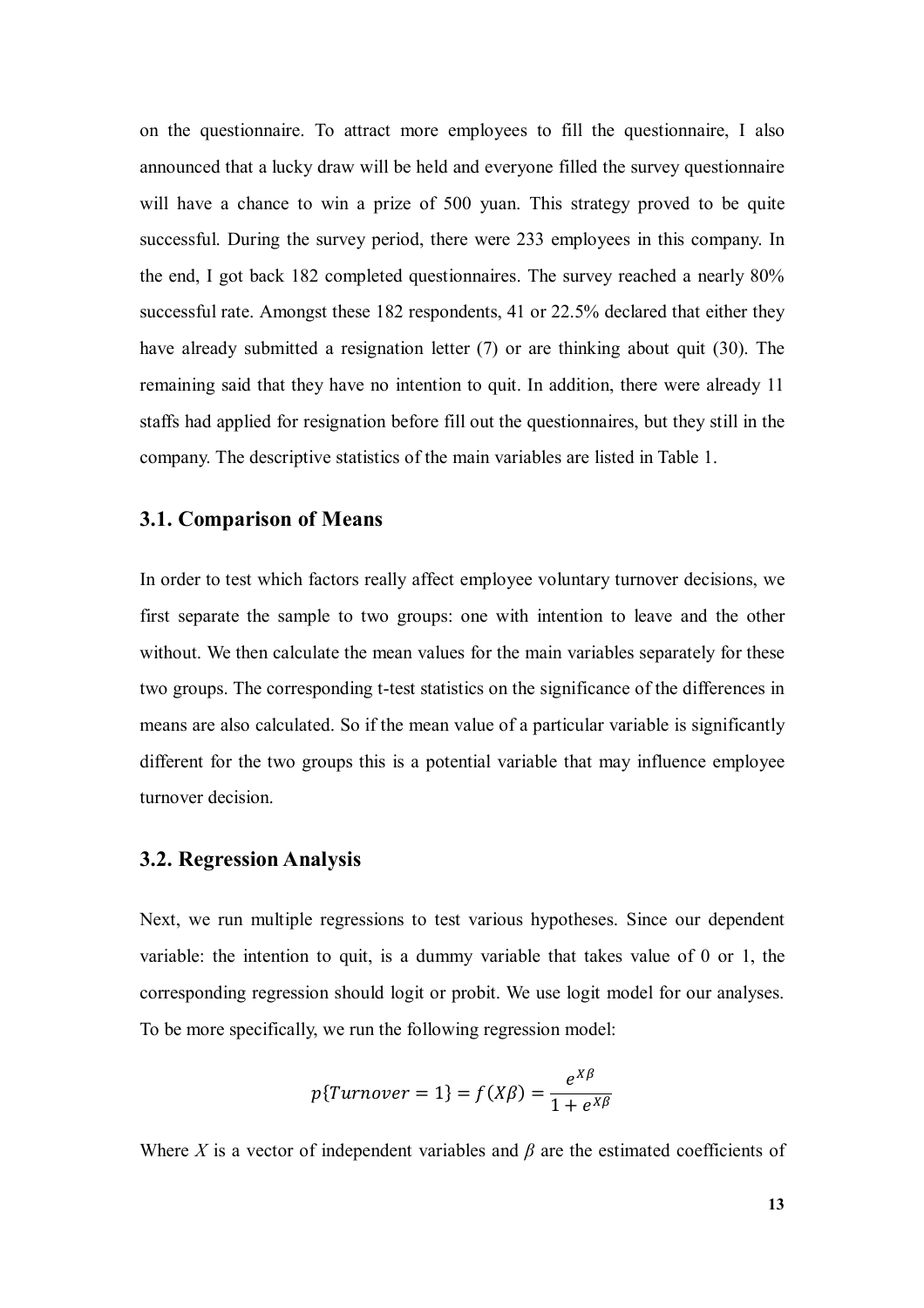on the questionnaire. To attract more employees to fill the questionnaire, I also announced that a lucky draw will be held and everyone filled the survey questionnaire will have a chance to win a prize of 500 yuan. This strategy proved to be quite successful. During the survey period, there were 233 employees in this company. In the end, I got back 182 completed questionnaires. The survey reached a nearly 80% successful rate. Amongst these 182 respondents, 41 or 22.5% declared that either they have already submitted a resignation letter (7) or are thinking about quit (30). The remaining said that they have no intention to quit. In addition, there were already 11 staffs had applied for resignation before fill out the questionnaires, but they still in the company. The descriptive statistics of the main variables are listed in Table 1.

### 3.1. Comparison of Means

In order to test which factors really affect employee voluntary turnover decisions, we first separate the sample to two groups: one with intention to leave and the other without. We then calculate the mean values for the main variables separately for these two groups. The corresponding t-test statistics on the significance of the differences in means are also calculated. So if the mean value of a particular variable is significantly different for the two groups this is a potential variable that may influence employee turnover decision.

### 3.2. Regression Analysis

Next, we run multiple regressions to test various hypotheses. Since our dependent variable: the intention to quit, is a dummy variable that takes value of 0 or 1, the corresponding regression should logit or probit. We use logit model for our analyses. To be more specifically, we run the following regression model:

$$p\{Turnover = 1\} = f(X\beta) = \frac{e^{X\beta}}{1 + e^{X\beta}}$$

Where $X$ is a vector of independent variables and $\beta$ are the estimated coefficients of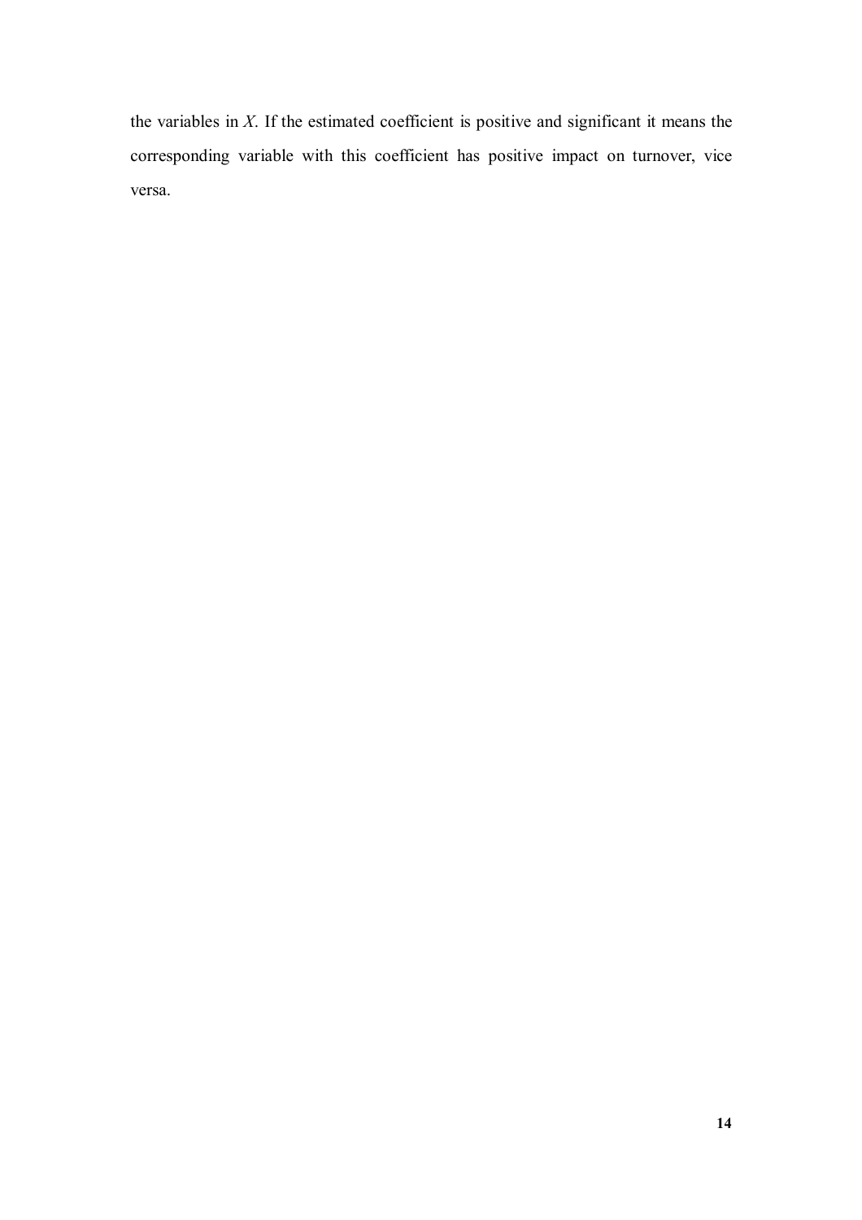the variables in $X$. If the estimated coefficient is positive and significant it means the corresponding variable with this coefficient has positive impact on turnover, vice versa.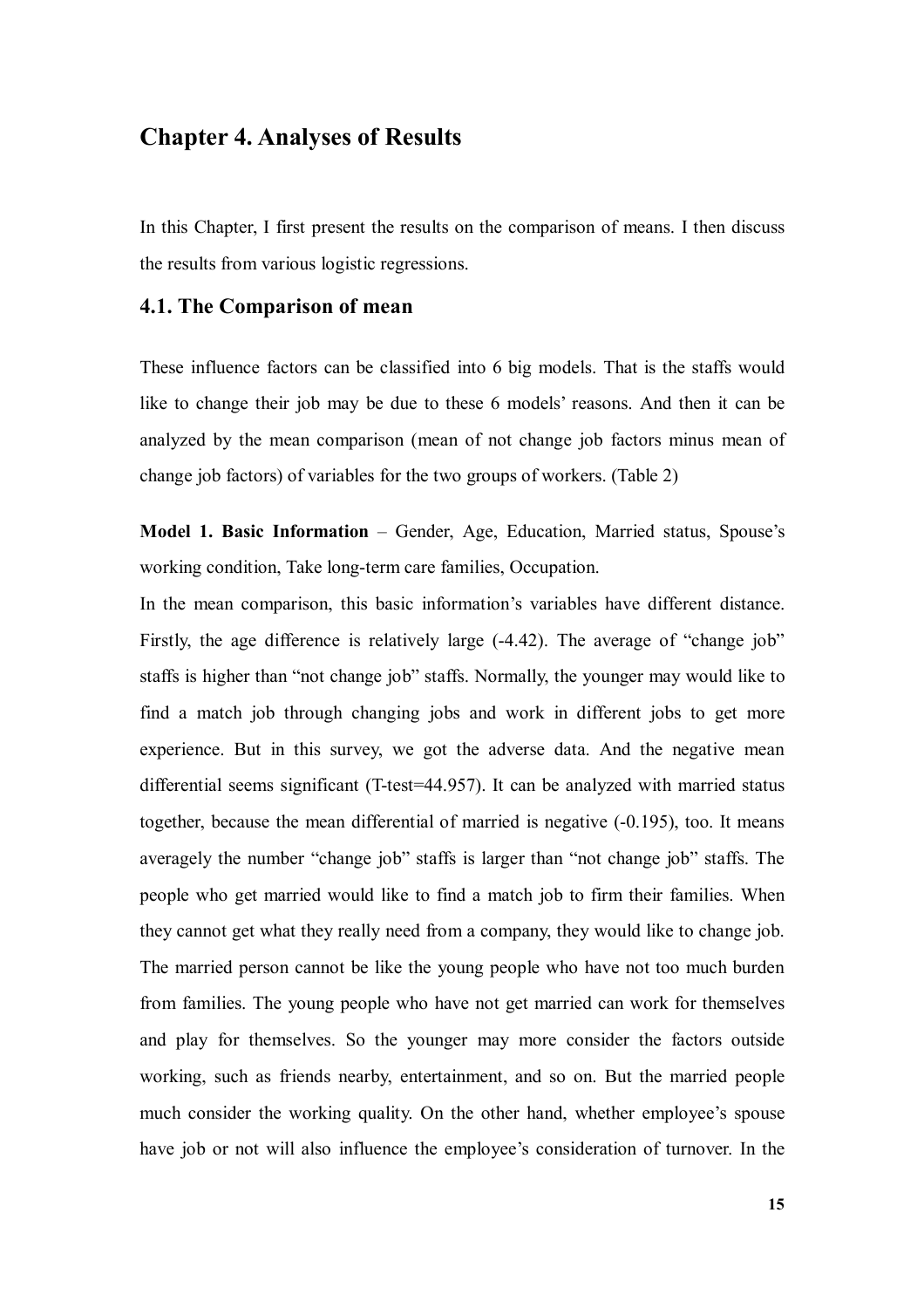# Chapter 4. Analyses of Results

In this Chapter, I first present the results on the comparison of means. I then discuss the results from various logistic regressions.

## 4.1. The Comparison of mean

These influence factors can be classified into 6 big models. That is the staffs would like to change their job may be due to these 6 models' reasons. And then it can be analyzed by the mean comparison (mean of not change job factors minus mean of change job factors) of variables for the two groups of workers. (Table 2)

**Model 1. Basic Information** – Gender, Age, Education, Married status, Spouse's working condition, Take long-term care families, Occupation.

In the mean comparison, this basic information's variables have different distance. Firstly, the age difference is relatively large (-4.42). The average of "change job" staffs is higher than "not change job" staffs. Normally, the younger may would like to find a match job through changing jobs and work in different jobs to get more experience. But in this survey, we got the adverse data. And the negative mean differential seems significant (T-test=44.957). It can be analyzed with married status together, because the mean differential of married is negative (-0.195), too. It means averagely the number "change job" staffs is larger than "not change job" staffs. The people who get married would like to find a match job to firm their families. When they cannot get what they really need from a company, they would like to change job. The married person cannot be like the young people who have not too much burden from families. The young people who have not get married can work for themselves and play for themselves. So the younger may more consider the factors outside working, such as friends nearby, entertainment, and so on. But the married people much consider the working quality. On the other hand, whether employee's spouse have job or not will also influence the employee's consideration of turnover. In the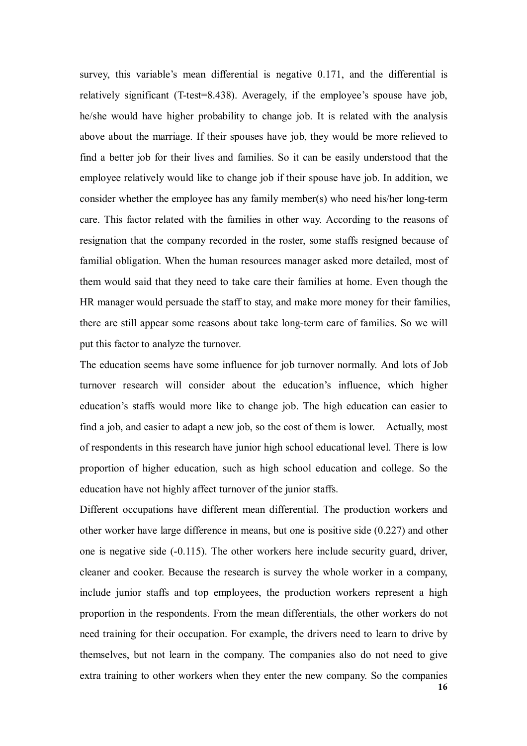survey, this variable's mean differential is negative 0.171, and the differential is relatively significant (T-test=8.438). Averagely, if the employee's spouse have job, he/she would have higher probability to change job. It is related with the analysis above about the marriage. If their spouses have job, they would be more relieved to find a better job for their lives and families. So it can be easily understood that the employee relatively would like to change job if their spouse have job. In addition, we consider whether the employee has any family member(s) who need his/her long-term care. This factor related with the families in other way. According to the reasons of resignation that the company recorded in the roster, some staffs resigned because of familial obligation. When the human resources manager asked more detailed, most of them would said that they need to take care their families at home. Even though the HR manager would persuade the staff to stay, and make more money for their families, there are still appear some reasons about take long-term care of families. So we will put this factor to analyze the turnover.

The education seems have some influence for job turnover normally. And lots of Job turnover research will consider about the education's influence, which higher education's staffs would more like to change job. The high education can easier to find a job, and easier to adapt a new job, so the cost of them is lower. Actually, most of respondents in this research have junior high school educational level. There is low proportion of higher education, such as high school education and college. So the education have not highly affect turnover of the junior staffs.

Different occupations have different mean differential. The production workers and other worker have large difference in means, but one is positive side (0.227) and other one is negative side (-0.115). The other workers here include security guard, driver, cleaner and cooker. Because the research is survey the whole worker in a company, include junior staffs and top employees, the production workers represent a high proportion in the respondents. From the mean differentials, the other workers do not need training for their occupation. For example, the drivers need to learn to drive by themselves, but not learn in the company. The companies also do not need to give extra training to other workers when they enter the new company. So the companies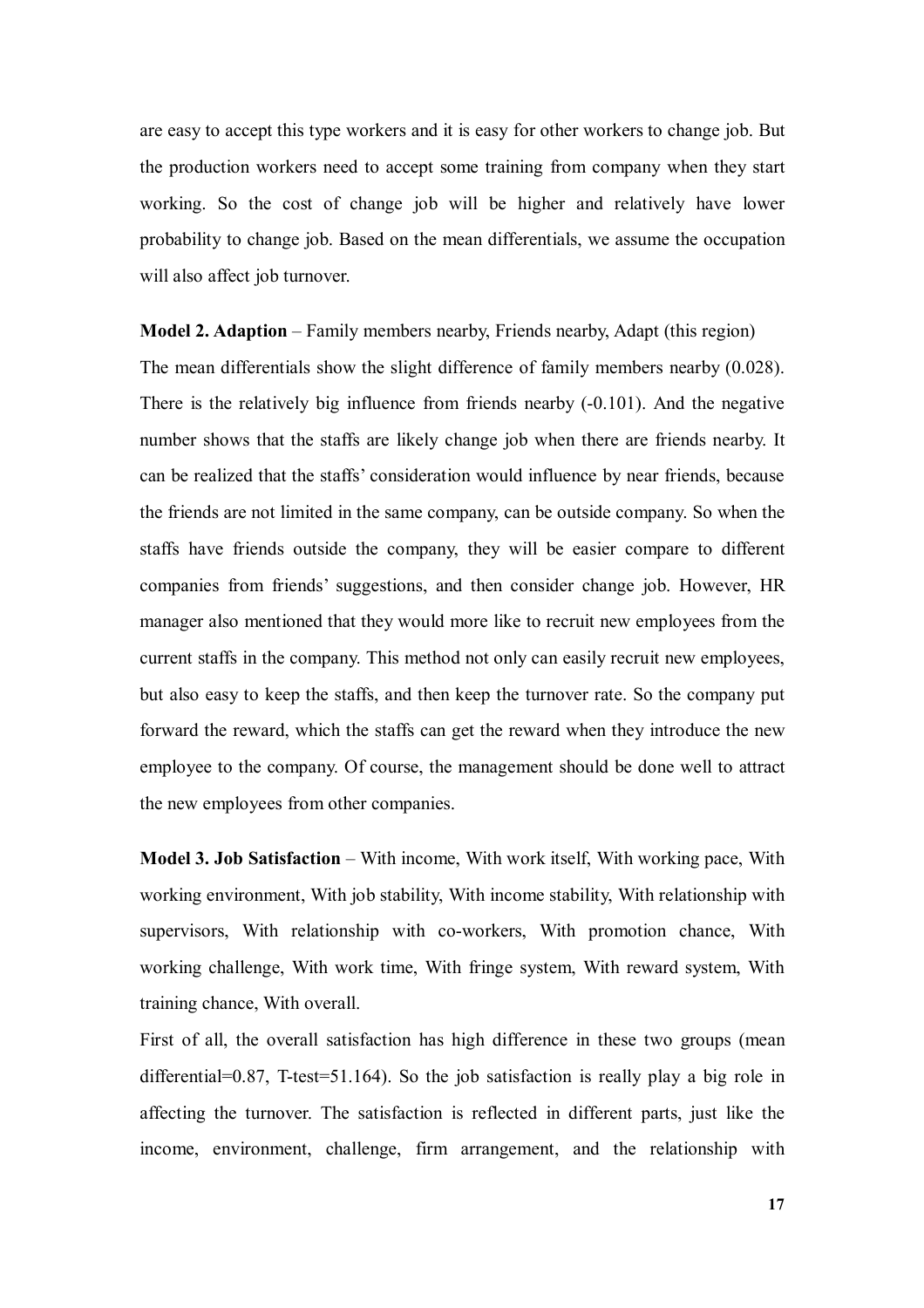are easy to accept this type workers and it is easy for other workers to change job. But the production workers need to accept some training from company when they start working. So the cost of change job will be higher and relatively have lower probability to change job. Based on the mean differentials, we assume the occupation will also affect job turnover.

**Model 2. Adaption** – Family members nearby, Friends nearby, Adapt (this region)

The mean differentials show the slight difference of family members nearby (0.028). There is the relatively big influence from friends nearby (-0.101). And the negative number shows that the staffs are likely change job when there are friends nearby. It can be realized that the staffs' consideration would influence by near friends, because the friends are not limited in the same company, can be outside company. So when the staffs have friends outside the company, they will be easier compare to different companies from friends' suggestions, and then consider change job. However, HR manager also mentioned that they would more like to recruit new employees from the current staffs in the company. This method not only can easily recruit new employees, but also easy to keep the staffs, and then keep the turnover rate. So the company put forward the reward, which the staffs can get the reward when they introduce the new employee to the company. Of course, the management should be done well to attract the new employees from other companies.

**Model 3. Job Satisfaction** – With income, With work itself, With working pace, With working environment, With job stability, With income stability, With relationship with supervisors, With relationship with co-workers, With promotion chance, With working challenge, With work time, With fringe system, With reward system, With training chance, With overall.

First of all, the overall satisfaction has high difference in these two groups (mean differential=0.87, T-test=51.164). So the job satisfaction is really play a big role in affecting the turnover. The satisfaction is reflected in different parts, just like the income, environment, challenge, firm arrangement, and the relationship with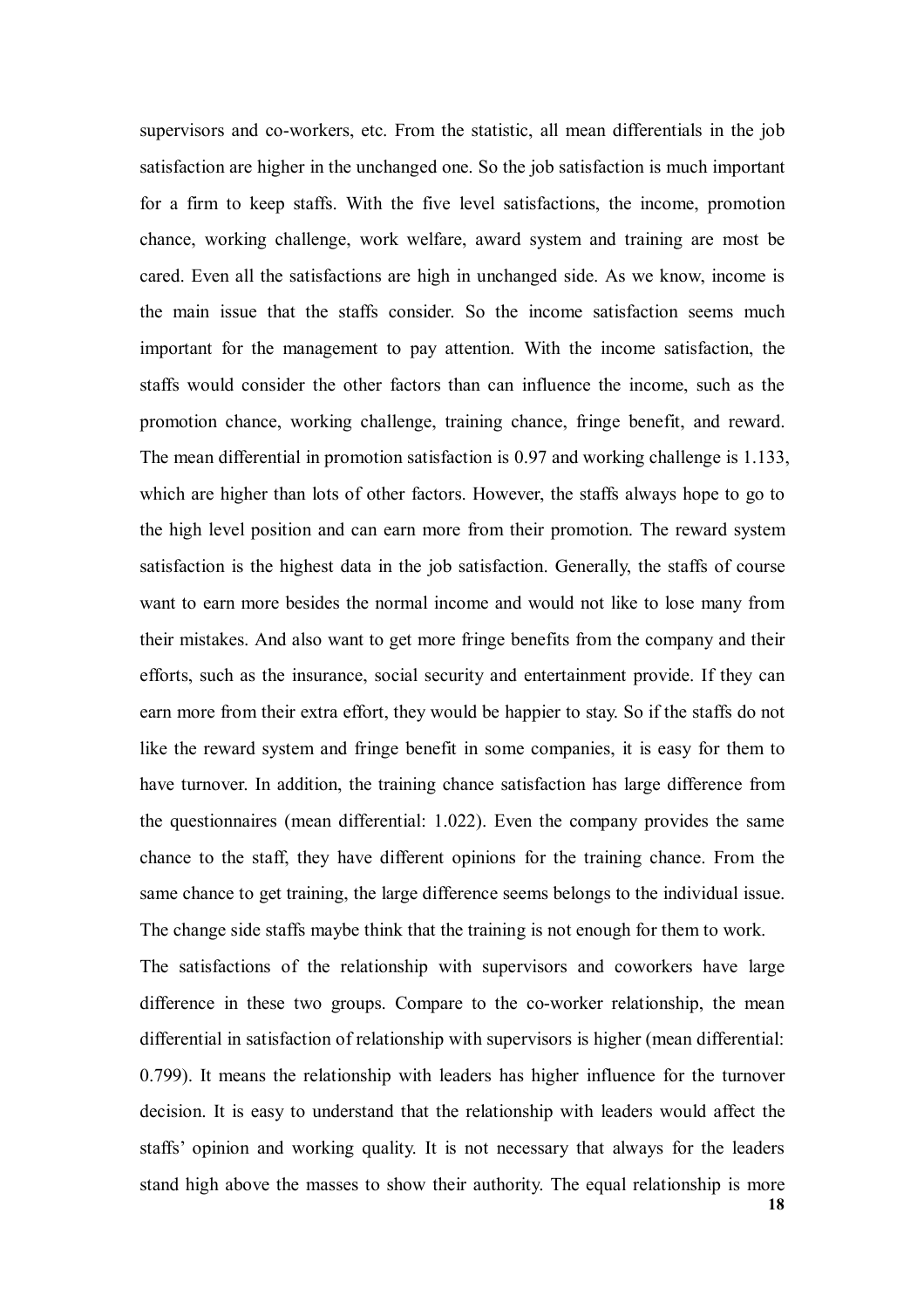supervisors and co-workers, etc. From the statistic, all mean differentials in the job satisfaction are higher in the unchanged one. So the job satisfaction is much important for a firm to keep staffs. With the five level satisfactions, the income, promotion chance, working challenge, work welfare, award system and training are most be cared. Even all the satisfactions are high in unchanged side. As we know, income is the main issue that the staffs consider. So the income satisfaction seems much important for the management to pay attention. With the income satisfaction, the staffs would consider the other factors than can influence the income, such as the promotion chance, working challenge, training chance, fringe benefit, and reward. The mean differential in promotion satisfaction is 0.97 and working challenge is 1.133, which are higher than lots of other factors. However, the staffs always hope to go to the high level position and can earn more from their promotion. The reward system satisfaction is the highest data in the job satisfaction. Generally, the staffs of course want to earn more besides the normal income and would not like to lose many from their mistakes. And also want to get more fringe benefits from the company and their efforts, such as the insurance, social security and entertainment provide. If they can earn more from their extra effort, they would be happier to stay. So if the staffs do not like the reward system and fringe benefit in some companies, it is easy for them to have turnover. In addition, the training chance satisfaction has large difference from the questionnaires (mean differential: 1.022). Even the company provides the same chance to the staff, they have different opinions for the training chance. From the same chance to get training, the large difference seems belongs to the individual issue. The change side staffs maybe think that the training is not enough for them to work.

The satisfactions of the relationship with supervisors and coworkers have large difference in these two groups. Compare to the co-worker relationship, the mean differential in satisfaction of relationship with supervisors is higher (mean differential: 0.799). It means the relationship with leaders has higher influence for the turnover decision. It is easy to understand that the relationship with leaders would affect the staffs' opinion and working quality. It is not necessary that always for the leaders stand high above the masses to show their authority. The equal relationship is more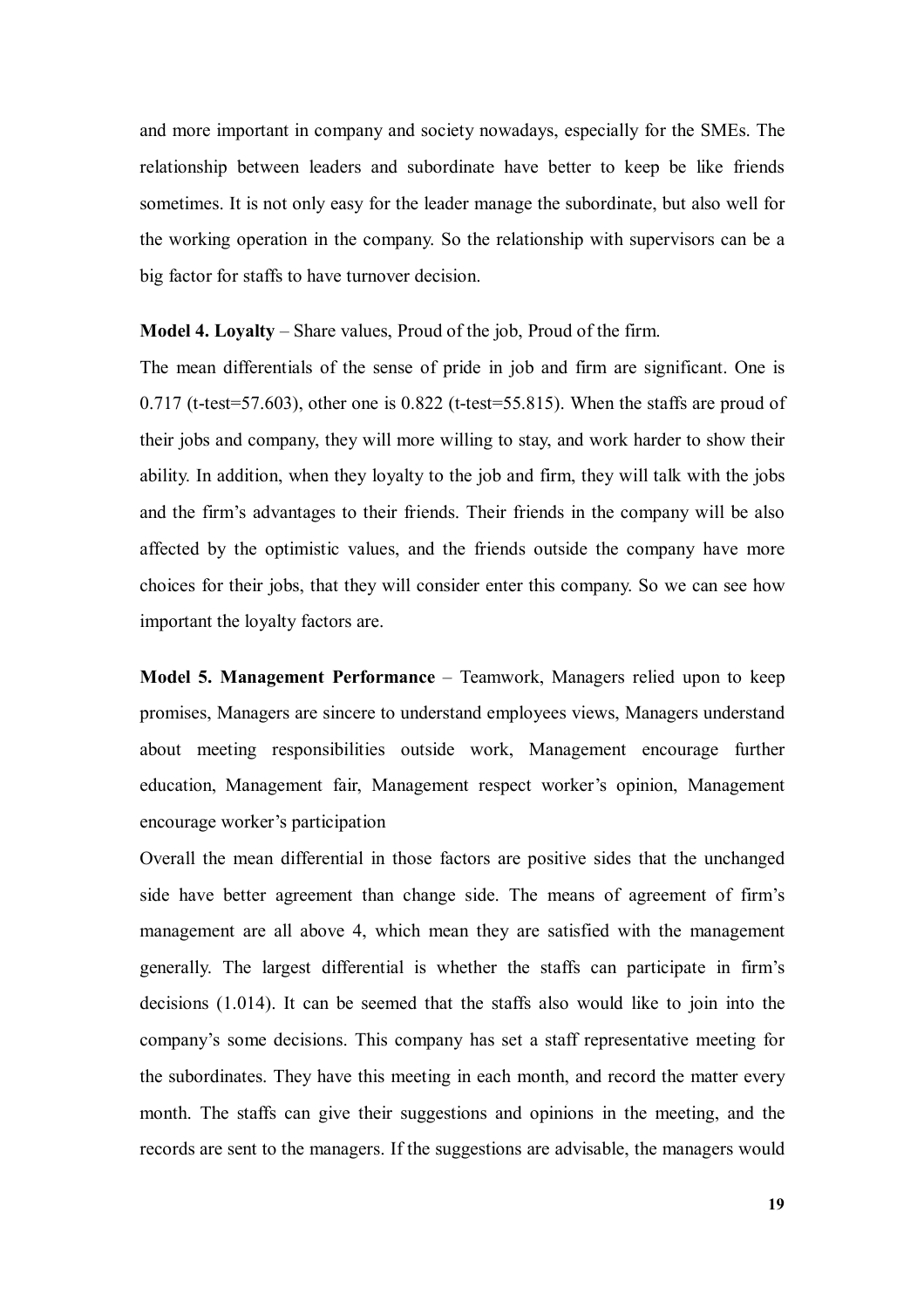and more important in company and society nowadays, especially for the SMEs. The relationship between leaders and subordinate have better to keep be like friends sometimes. It is not only easy for the leader manage the subordinate, but also well for the working operation in the company. So the relationship with supervisors can be a big factor for staffs to have turnover decision.

**Model 4. Loyalty** – Share values, Proud of the job, Proud of the firm.

The mean differentials of the sense of pride in job and firm are significant. One is 0.717 (t-test=57.603), other one is 0.822 (t-test=55.815). When the staffs are proud of their jobs and company, they will more willing to stay, and work harder to show their ability. In addition, when they loyalty to the job and firm, they will talk with the jobs and the firm's advantages to their friends. Their friends in the company will be also affected by the optimistic values, and the friends outside the company have more choices for their jobs, that they will consider enter this company. So we can see how important the loyalty factors are.

**Model 5. Management Performance** – Teamwork, Managers relied upon to keep promises, Managers are sincere to understand employees views, Managers understand about meeting responsibilities outside work, Management encourage further education, Management fair, Management respect worker's opinion, Management encourage worker's participation

Overall the mean differential in those factors are positive sides that the unchanged side have better agreement than change side. The means of agreement of firm's management are all above 4, which mean they are satisfied with the management generally. The largest differential is whether the staffs can participate in firm's decisions (1.014). It can be seemed that the staffs also would like to join into the company's some decisions. This company has set a staff representative meeting for the subordinates. They have this meeting in each month, and record the matter every month. The staffs can give their suggestions and opinions in the meeting, and the records are sent to the managers. If the suggestions are advisable, the managers would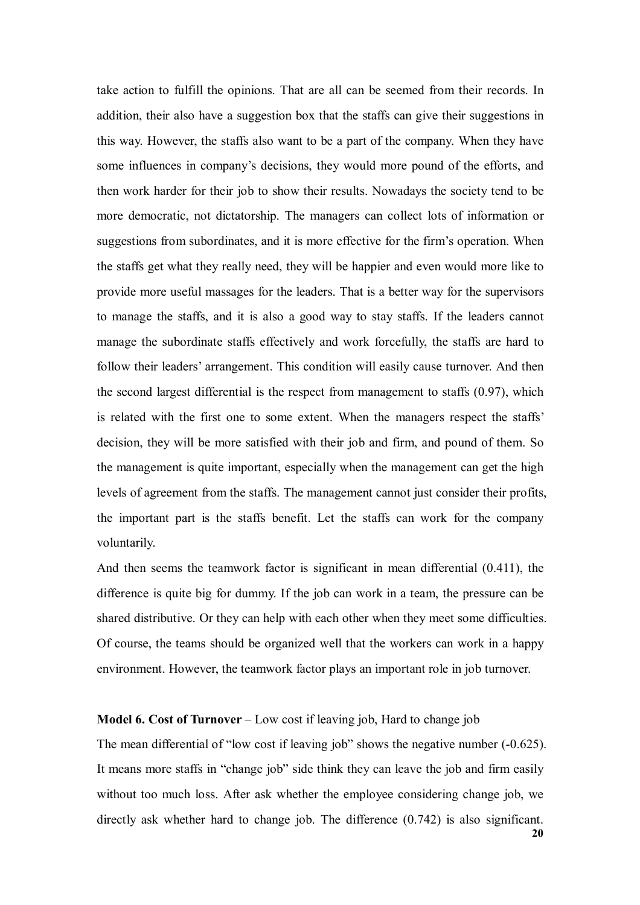take action to fulfill the opinions. That are all can be seemed from their records. In addition, their also have a suggestion box that the staffs can give their suggestions in this way. However, the staffs also want to be a part of the company. When they have some influences in company's decisions, they would more pound of the efforts, and then work harder for their job to show their results. Nowadays the society tend to be more democratic, not dictatorship. The managers can collect lots of information or suggestions from subordinates, and it is more effective for the firm's operation. When the staffs get what they really need, they will be happier and even would more like to provide more useful massages for the leaders. That is a better way for the supervisors to manage the staffs, and it is also a good way to stay staffs. If the leaders cannot manage the subordinate staffs effectively and work forcefully, the staffs are hard to follow their leaders' arrangement. This condition will easily cause turnover. And then the second largest differential is the respect from management to staffs (0.97), which is related with the first one to some extent. When the managers respect the staffs' decision, they will be more satisfied with their job and firm, and pound of them. So the management is quite important, especially when the management can get the high levels of agreement from the staffs. The management cannot just consider their profits, the important part is the staffs benefit. Let the staffs can work for the company voluntarily.

And then seems the teamwork factor is significant in mean differential (0.411), the difference is quite big for dummy. If the job can work in a team, the pressure can be shared distributive. Or they can help with each other when they meet some difficulties. Of course, the teams should be organized well that the workers can work in a happy environment. However, the teamwork factor plays an important role in job turnover.

**Model 6. Cost of Turnover** – Low cost if leaving job, Hard to change job

The mean differential of "low cost if leaving job" shows the negative number (-0.625). It means more staffs in "change job" side think they can leave the job and firm easily without too much loss. After ask whether the employee considering change job, we directly ask whether hard to change job. The difference (0.742) is also significant.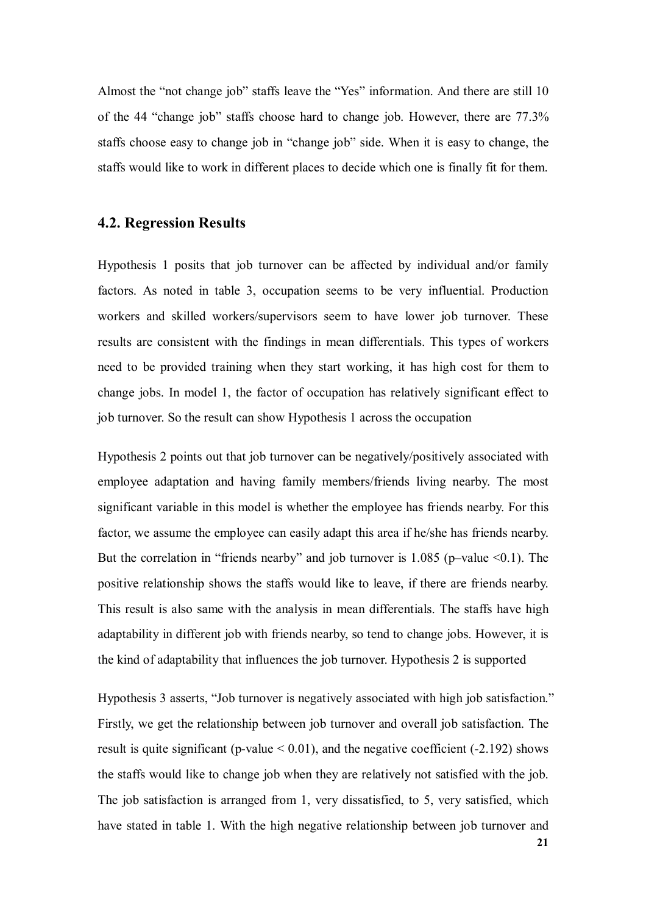Almost the "not change job" staffs leave the "Yes" information. And there are still 10 of the 44 "change job" staffs choose hard to change job. However, there are 77.3% staffs choose easy to change job in "change job" side. When it is easy to change, the staffs would like to work in different places to decide which one is finally fit for them.

### 4.2. Regression Results

Hypothesis 1 posits that job turnover can be affected by individual and/or family factors. As noted in table 3, occupation seems to be very influential. Production workers and skilled workers/supervisors seem to have lower job turnover. These results are consistent with the findings in mean differentials. This types of workers need to be provided training when they start working, it has high cost for them to change jobs. In model 1, the factor of occupation has relatively significant effect to job turnover. So the result can show Hypothesis 1 across the occupation

Hypothesis 2 points out that job turnover can be negatively/positively associated with employee adaptation and having family members/friends living nearby. The most significant variable in this model is whether the employee has friends nearby. For this factor, we assume the employee can easily adapt this area if he/she has friends nearby. But the correlation in "friends nearby" and job turnover is 1.085 (p–value <0.1). The positive relationship shows the staffs would like to leave, if there are friends nearby. This result is also same with the analysis in mean differentials. The staffs have high adaptability in different job with friends nearby, so tend to change jobs. However, it is the kind of adaptability that influences the job turnover. Hypothesis 2 is supported

Hypothesis 3 asserts, "Job turnover is negatively associated with high job satisfaction." Firstly, we get the relationship between job turnover and overall job satisfaction. The result is quite significant (p-value $< 0.01$), and the negative coefficient (-2.192) shows the staffs would like to change job when they are relatively not satisfied with the job. The job satisfaction is arranged from 1, very dissatisfied, to 5, very satisfied, which have stated in table 1. With the high negative relationship between job turnover and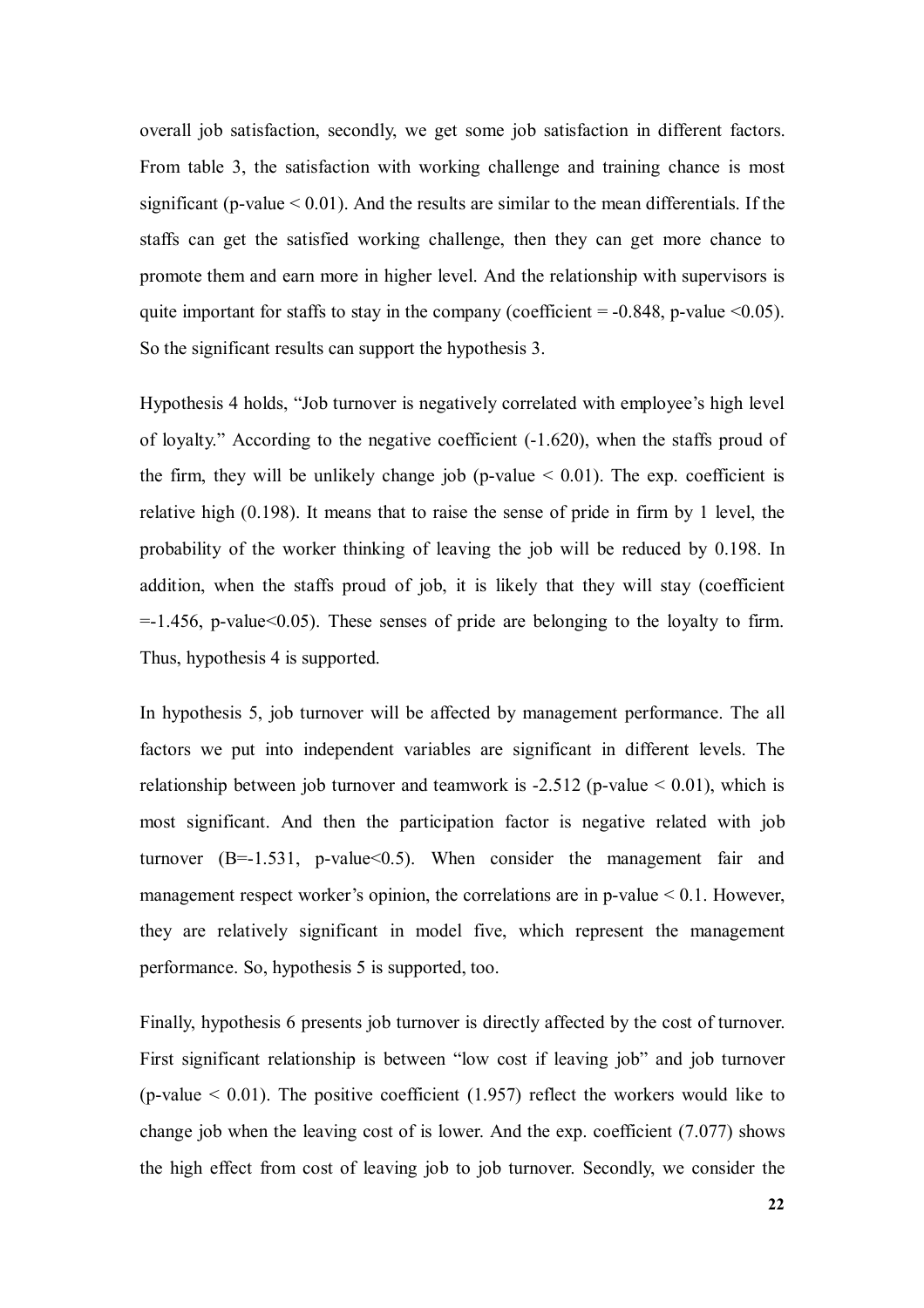overall job satisfaction, secondly, we get some job satisfaction in different factors. From table 3, the satisfaction with working challenge and training chance is most significant (p-value $< 0.01$). And the results are similar to the mean differentials. If the staffs can get the satisfied working challenge, then they can get more chance to promote them and earn more in higher level. And the relationship with supervisors is quite important for staffs to stay in the company (coefficient = -0.848, p-value $<0.05$). So the significant results can support the hypothesis 3.

Hypothesis 4 holds, "Job turnover is negatively correlated with employee's high level of loyalty." According to the negative coefficient (-1.620), when the staffs proud of the firm, they will be unlikely change job (p-value $< 0.01$). The exp. coefficient is relative high (0.198). It means that to raise the sense of pride in firm by 1 level, the probability of the worker thinking of leaving the job will be reduced by 0.198. In addition, when the staffs proud of job, it is likely that they will stay (coefficient =-1.456, p-value$<0.05$). These senses of pride are belonging to the loyalty to firm. Thus, hypothesis 4 is supported.

In hypothesis 5, job turnover will be affected by management performance. The all factors we put into independent variables are significant in different levels. The relationship between job turnover and teamwork is -2.512 (p-value $< 0.01$), which is most significant. And then the participation factor is negative related with job turnover (B=-1.531, p-value$<0.5$). When consider the management fair and management respect worker's opinion, the correlations are in p-value $< 0.1$. However, they are relatively significant in model five, which represent the management performance. So, hypothesis 5 is supported, too.

Finally, hypothesis 6 presents job turnover is directly affected by the cost of turnover. First significant relationship is between "low cost if leaving job" and job turnover (p-value $< 0.01$). The positive coefficient (1.957) reflect the workers would like to change job when the leaving cost of is lower. And the exp. coefficient (7.077) shows the high effect from cost of leaving job to job turnover. Secondly, we consider the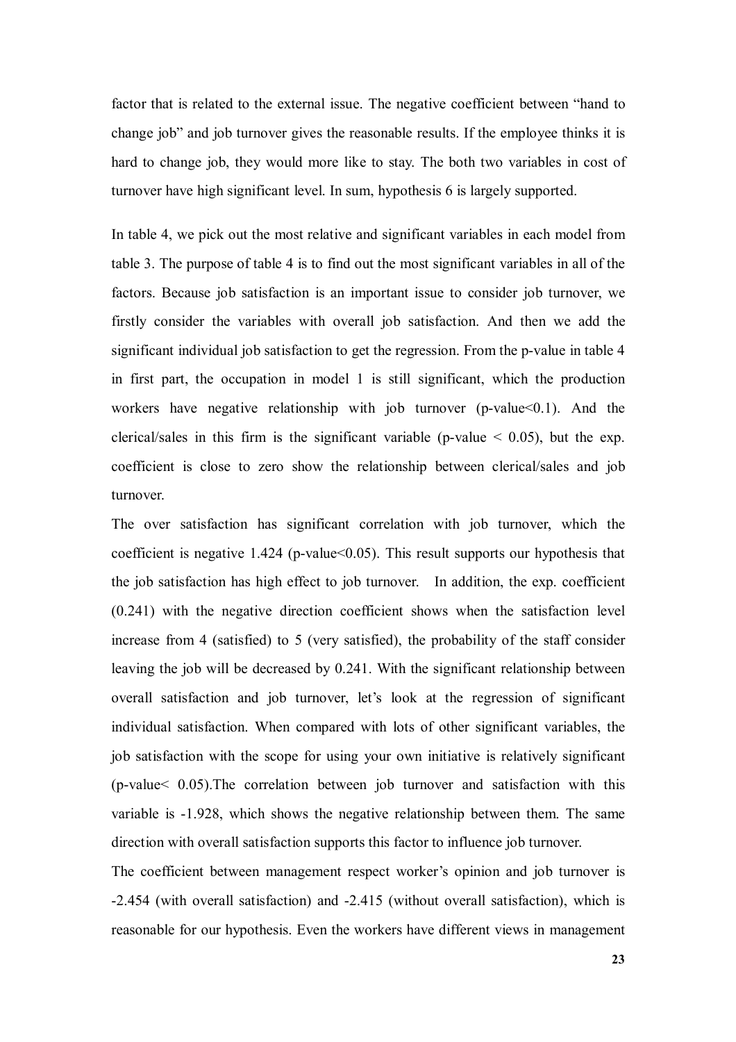factor that is related to the external issue. The negative coefficient between "hand to change job" and job turnover gives the reasonable results. If the employee thinks it is hard to change job, they would more like to stay. The both two variables in cost of turnover have high significant level. In sum, hypothesis 6 is largely supported.

In table 4, we pick out the most relative and significant variables in each model from table 3. The purpose of table 4 is to find out the most significant variables in all of the factors. Because job satisfaction is an important issue to consider job turnover, we firstly consider the variables with overall job satisfaction. And then we add the significant individual job satisfaction to get the regression. From the p-value in table 4 in first part, the occupation in model 1 is still significant, which the production workers have negative relationship with job turnover (p-value<0.1). And the clerical/sales in this firm is the significant variable (p-value < 0.05), but the exp. coefficient is close to zero show the relationship between clerical/sales and job turnover.

The over satisfaction has significant correlation with job turnover, which the coefficient is negative 1.424 (p-value<0.05). This result supports our hypothesis that the job satisfaction has high effect to job turnover. In addition, the exp. coefficient (0.241) with the negative direction coefficient shows when the satisfaction level increase from 4 (satisfied) to 5 (very satisfied), the probability of the staff consider leaving the job will be decreased by 0.241. With the significant relationship between overall satisfaction and job turnover, let's look at the regression of significant individual satisfaction. When compared with lots of other significant variables, the job satisfaction with the scope for using your own initiative is relatively significant (p-value< 0.05).The correlation between job turnover and satisfaction with this variable is -1.928, which shows the negative relationship between them. The same direction with overall satisfaction supports this factor to influence job turnover.

The coefficient between management respect worker's opinion and job turnover is -2.454 (with overall satisfaction) and -2.415 (without overall satisfaction), which is reasonable for our hypothesis. Even the workers have different views in management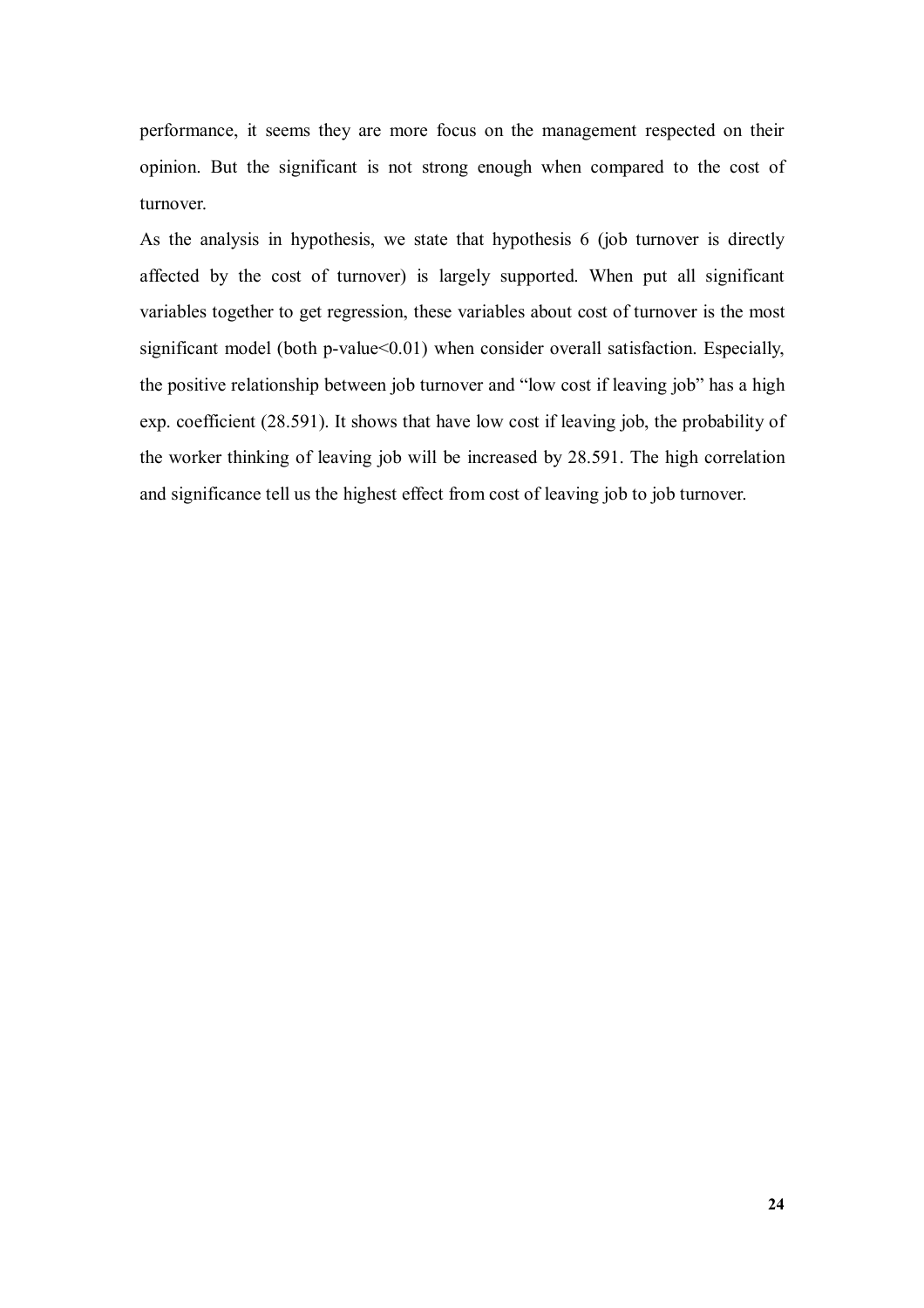performance, it seems they are more focus on the management respected on their opinion. But the significant is not strong enough when compared to the cost of turnover.

As the analysis in hypothesis, we state that hypothesis 6 (job turnover is directly affected by the cost of turnover) is largely supported. When put all significant variables together to get regression, these variables about cost of turnover is the most significant model (both p-value<0.01) when consider overall satisfaction. Especially, the positive relationship between job turnover and "low cost if leaving job" has a high exp. coefficient (28.591). It shows that have low cost if leaving job, the probability of the worker thinking of leaving job will be increased by 28.591. The high correlation and significance tell us the highest effect from cost of leaving job to job turnover.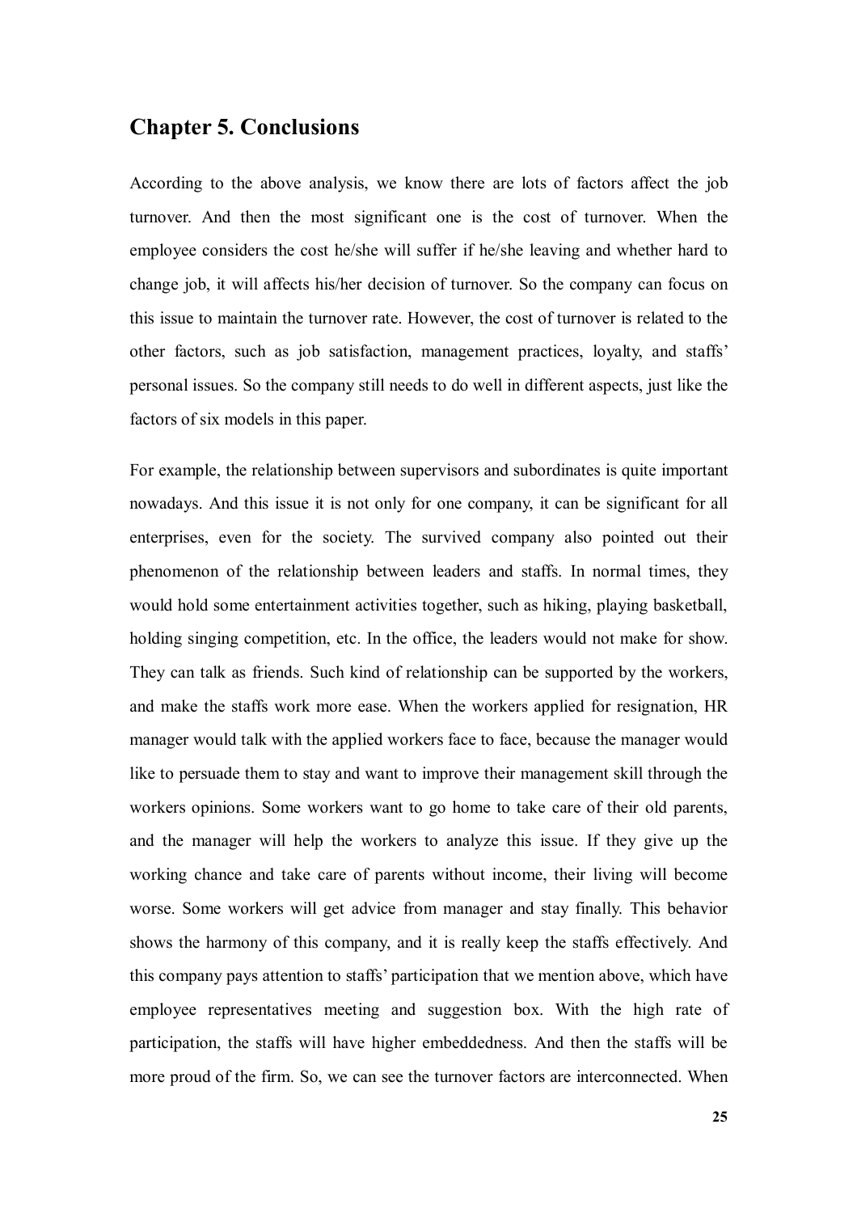## Chapter 5. Conclusions

According to the above analysis, we know there are lots of factors affect the job turnover. And then the most significant one is the cost of turnover. When the employee considers the cost he/she will suffer if he/she leaving and whether hard to change job, it will affects his/her decision of turnover. So the company can focus on this issue to maintain the turnover rate. However, the cost of turnover is related to the other factors, such as job satisfaction, management practices, loyalty, and staffs' personal issues. So the company still needs to do well in different aspects, just like the factors of six models in this paper.

For example, the relationship between supervisors and subordinates is quite important nowadays. And this issue it is not only for one company, it can be significant for all enterprises, even for the society. The survived company also pointed out their phenomenon of the relationship between leaders and staffs. In normal times, they would hold some entertainment activities together, such as hiking, playing basketball, holding singing competition, etc. In the office, the leaders would not make for show. They can talk as friends. Such kind of relationship can be supported by the workers, and make the staffs work more ease. When the workers applied for resignation, HR manager would talk with the applied workers face to face, because the manager would like to persuade them to stay and want to improve their management skill through the workers opinions. Some workers want to go home to take care of their old parents, and the manager will help the workers to analyze this issue. If they give up the working chance and take care of parents without income, their living will become worse. Some workers will get advice from manager and stay finally. This behavior shows the harmony of this company, and it is really keep the staffs effectively. And this company pays attention to staffs' participation that we mention above, which have employee representatives meeting and suggestion box. With the high rate of participation, the staffs will have higher embeddedness. And then the staffs will be more proud of the firm. So, we can see the turnover factors are interconnected. When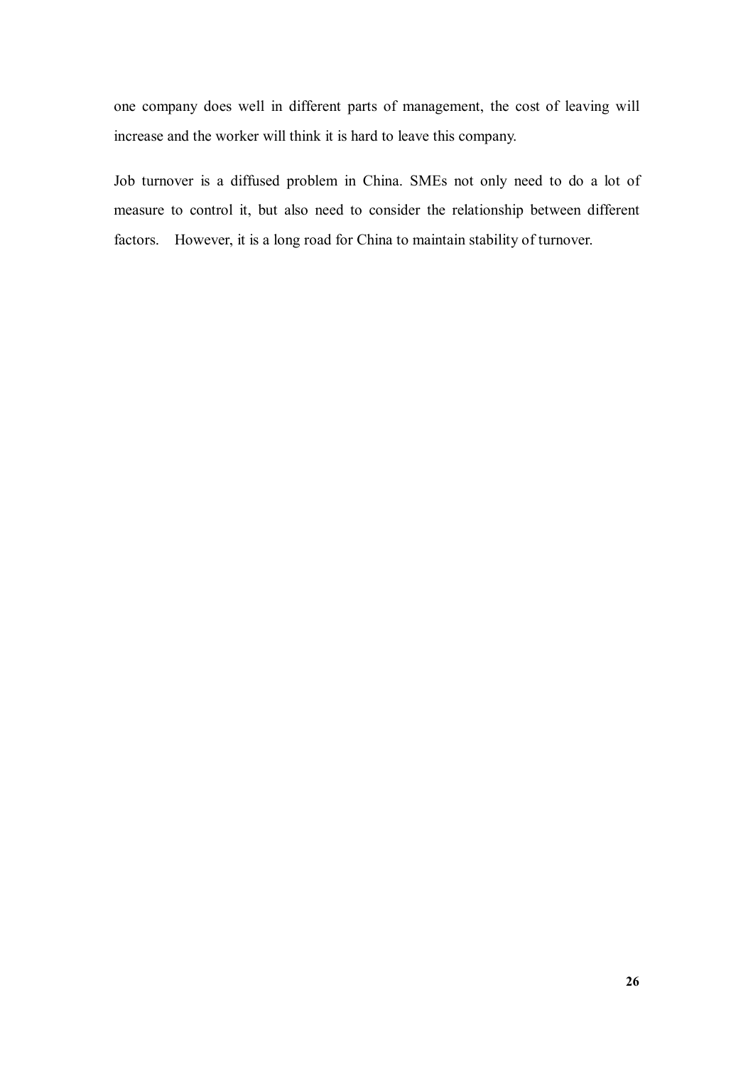one company does well in different parts of management, the cost of leaving will increase and the worker will think it is hard to leave this company.

Job turnover is a diffused problem in China. SMEs not only need to do a lot of measure to control it, but also need to consider the relationship between different factors. However, it is a long road for China to maintain stability of turnover.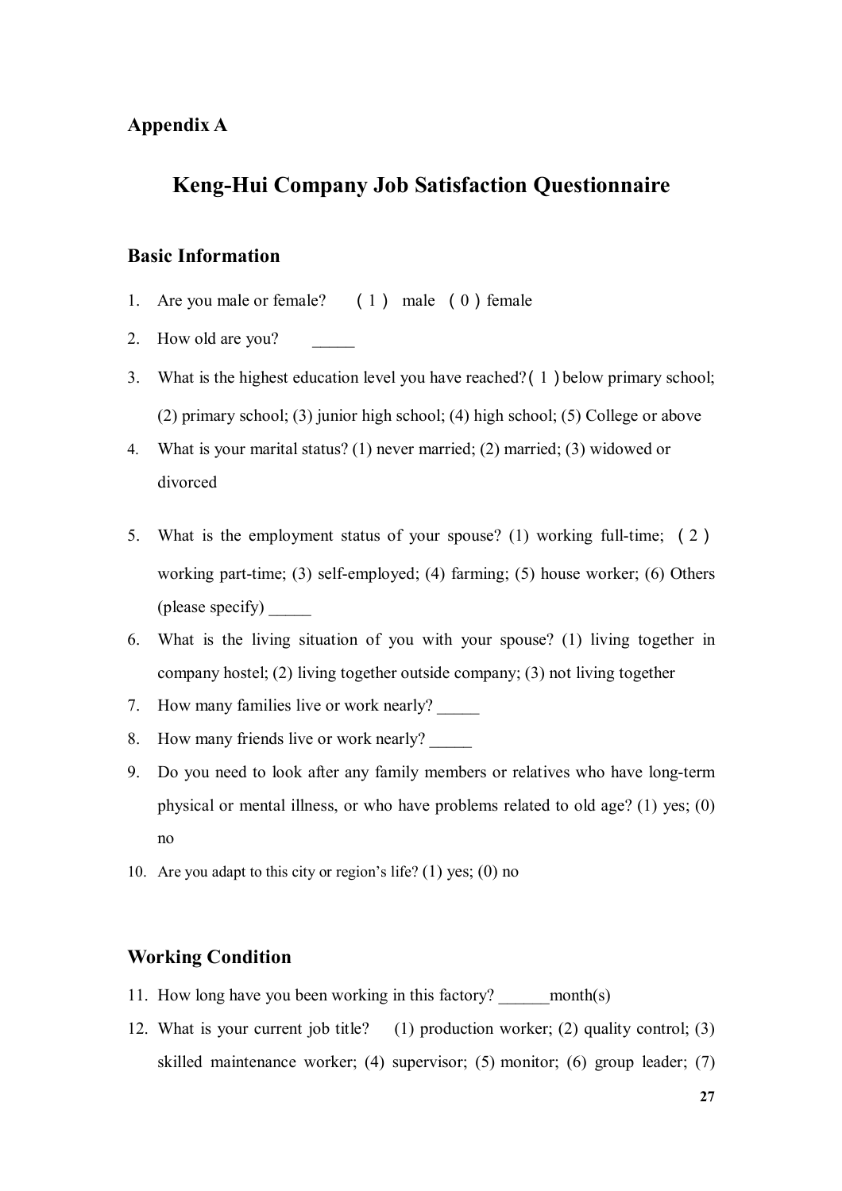**Appendix A**

# Keng-Hui Company Job Satisfaction Questionnaire

## Basic Information

1. Are you male or female? （1） male （0）female
2. How old are you? _____
3. What is the highest education level you have reached?（1）below primary school; (2) primary school; (3) junior high school; (4) high school; (5) College or above
4. What is your marital status? (1) never married; (2) married; (3) widowed or divorced
5. What is the employment status of your spouse? (1) working full-time; （2） working part-time; (3) self-employed; (4) farming; (5) house worker; (6) Others (please specify) _____
6. What is the living situation of you with your spouse? (1) living together in company hostel; (2) living together outside company; (3) not living together
7. How many families live or work nearly? _____
8. How many friends live or work nearly? _____
9. Do you need to look after any family members or relatives who have long-term physical or mental illness, or who have problems related to old age? (1) yes; (0) no
10. Are you adapt to this city or region's life? (1) yes; (0) no

## Working Condition

11. How long have you been working in this factory? ______month(s)
12. What is your current job title? (1) production worker; (2) quality control; (3) skilled maintenance worker; (4) supervisor; (5) monitor; (6) group leader; (7)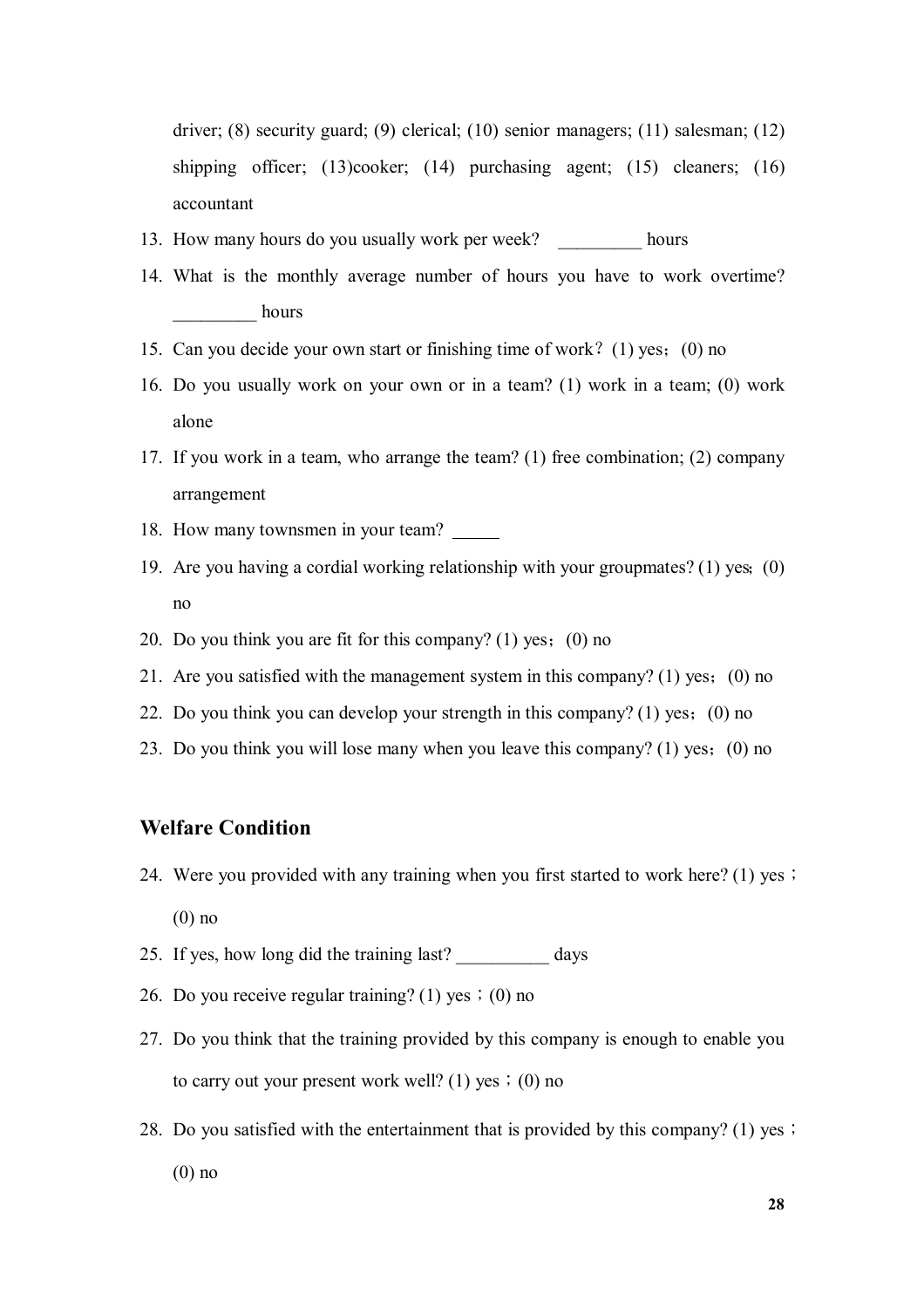driver; (8) security guard; (9) clerical; (10) senior managers; (11) salesman; (12) shipping officer; (13)cooker; (14) purchasing agent; (15) cleaners; (16) accountant

13. How many hours do you usually work per week? _________ hours
14. What is the monthly average number of hours you have to work overtime? _________ hours
15. Can you decide your own start or finishing time of work？(1) yes；(0) no
16. Do you usually work on your own or in a team? (1) work in a team; (0) work alone
17. If you work in a team, who arrange the team? (1) free combination; (2) company arrangement
18. How many townsmen in your team? _____
19. Are you having a cordial working relationship with your groupmates? (1) yes；(0) no
20. Do you think you are fit for this company? (1) yes；(0) no
21. Are you satisfied with the management system in this company? (1) yes；(0) no
22. Do you think you can develop your strength in this company? (1) yes；(0) no
23. Do you think you will lose many when you leave this company? (1) yes；(0) no

## Welfare Condition

24. Were you provided with any training when you first started to work here? (1) yes；(0) no
25. If yes, how long did the training last? __________ days
26. Do you receive regular training? (1) yes；(0) no
27. Do you think that the training provided by this company is enough to enable you to carry out your present work well? (1) yes；(0) no
28. Do you satisfied with the entertainment that is provided by this company? (1) yes；(0) no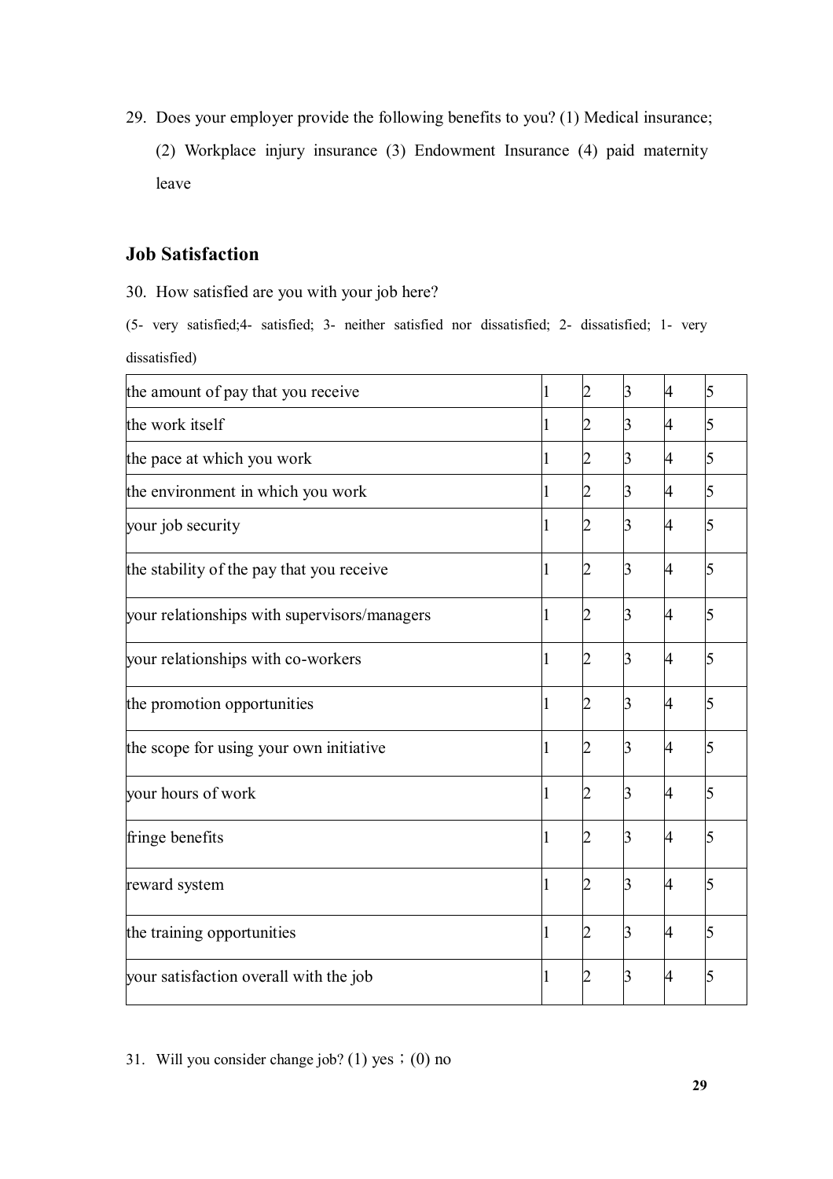29. Does your employer provide the following benefits to you? (1) Medical insurance; (2) Workplace injury insurance (3) Endowment Insurance (4) paid maternity leave

## Job Satisfaction

30. How satisfied are you with your job here?

(5- very satisfied;4- satisfied; 3- neither satisfied nor dissatisfied; 2- dissatisfied; 1- very dissatisfied)

| | | | | | |
|---|---|---|---|---|---|
| the amount of pay that you receive | 1 | 2 | 3 | 4 | 5 |
| the work itself | 1 | 2 | 3 | 4 | 5 |
| the pace at which you work | 1 | 2 | 3 | 4 | 5 |
| the environment in which you work | 1 | 2 | 3 | 4 | 5 |
| your job security | 1 | 2 | 3 | 4 | 5 |
| the stability of the pay that you receive | 1 | 2 | 3 | 4 | 5 |
| your relationships with supervisors/managers | 1 | 2 | 3 | 4 | 5 |
| your relationships with co-workers | 1 | 2 | 3 | 4 | 5 |
| the promotion opportunities | 1 | 2 | 3 | 4 | 5 |
| the scope for using your own initiative | 1 | 2 | 3 | 4 | 5 |
| your hours of work | 1 | 2 | 3 | 4 | 5 |
| fringe benefits | 1 | 2 | 3 | 4 | 5 |
| reward system | 1 | 2 | 3 | 4 | 5 |
| the training opportunities | 1 | 2 | 3 | 4 | 5 |
| your satisfaction overall with the job | 1 | 2 | 3 | 4 | 5 |

31. Will you consider change job? (1) yes ; (0) no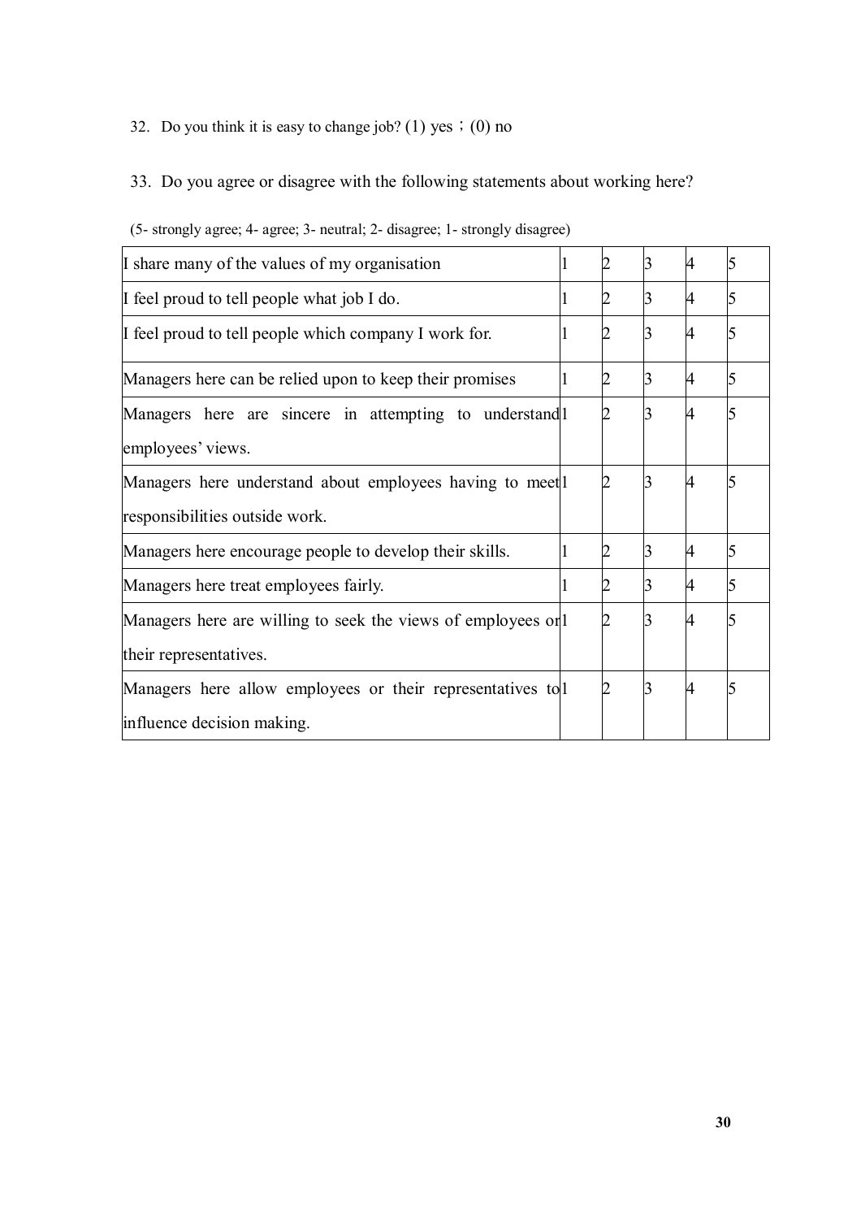32. Do you think it is easy to change job? (1) yes；(0) no

33. Do you agree or disagree with the following statements about working here?

(5- strongly agree; 4- agree; 3- neutral; 2- disagree; 1- strongly disagree)

| | | | | | |
|---|---|---|---|---|---|
| I share many of the values of my organisation | 1 | 2 | 3 | 4 | 5 |
| I feel proud to tell people what job I do. | 1 | 2 | 3 | 4 | 5 |
| I feel proud to tell people which company I work for. | 1 | 2 | 3 | 4 | 5 |
| Managers here can be relied upon to keep their promises | 1 | 2 | 3 | 4 | 5 |
| Managers here are sincere in attempting to understand employees' views. | 1 | 2 | 3 | 4 | 5 |
| Managers here understand about employees having to meet responsibilities outside work. | 1 | 2 | 3 | 4 | 5 |
| Managers here encourage people to develop their skills. | 1 | 2 | 3 | 4 | 5 |
| Managers here treat employees fairly. | 1 | 2 | 3 | 4 | 5 |
| Managers here are willing to seek the views of employees or their representatives. | 1 | 2 | 3 | 4 | 5 |
| Managers here allow employees or their representatives to influence decision making. | 1 | 2 | 3 | 4 | 5 |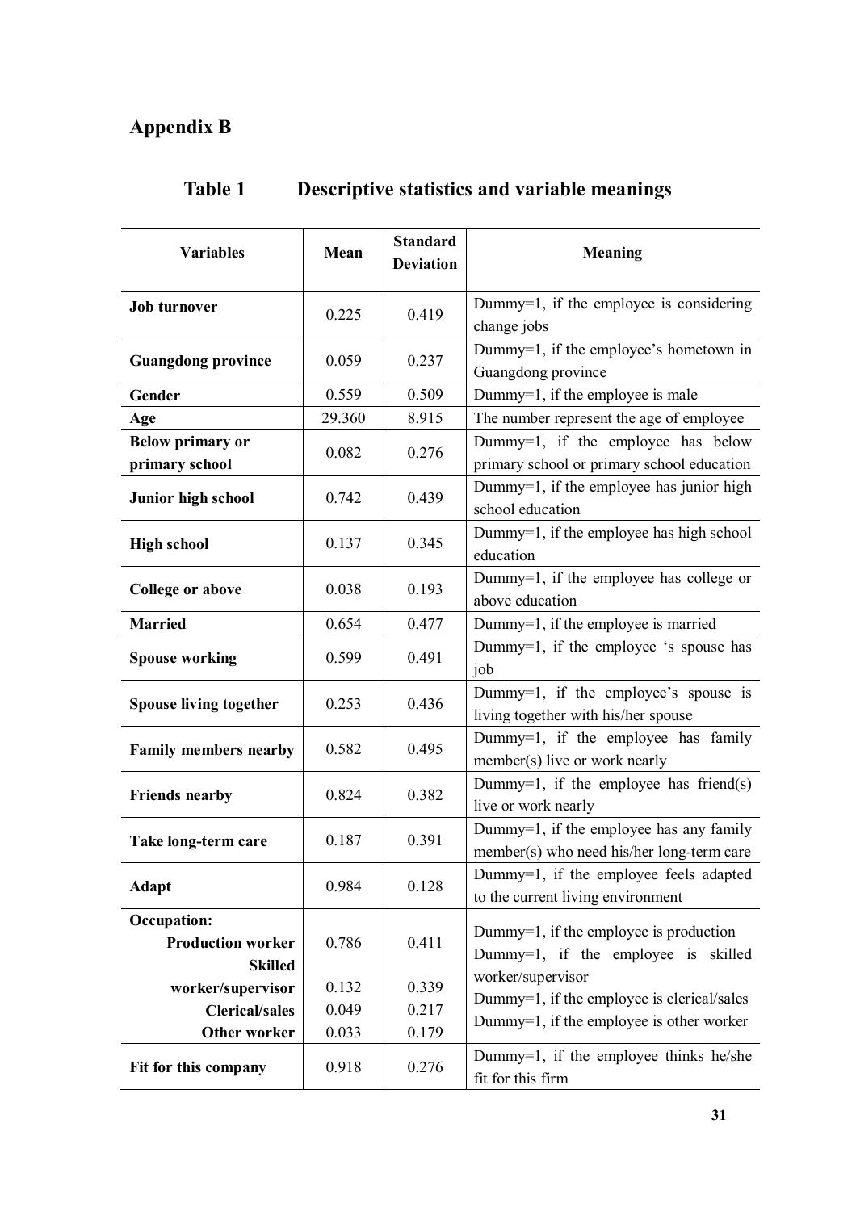## Appendix B

### Table 1 Descriptive statistics and variable meanings

| Variables | Mean | Standard Deviation | Meaning |
|---|---|---|---|
| **Job turnover** | 0.225 | 0.419 | Dummy=1, if the employee is considering change jobs |
| **Guangdong province** | 0.059 | 0.237 | Dummy=1, if the employee's hometown in Guangdong province |
| **Gender** | 0.559 | 0.509 | Dummy=1, if the employee is male |
| **Age** | 29.360 | 8.915 | The number represent the age of employee |
| **Below primary or primary school** | 0.082 | 0.276 | Dummy=1, if the employee has below primary school or primary school education |
| **Junior high school** | 0.742 | 0.439 | Dummy=1, if the employee has junior high school education |
| **High school** | 0.137 | 0.345 | Dummy=1, if the employee has high school education |
| **College or above** | 0.038 | 0.193 | Dummy=1, if the employee has college or above education |
| **Married** | 0.654 | 0.477 | Dummy=1, if the employee is married |
| **Spouse working** | 0.599 | 0.491 | Dummy=1, if the employee 's spouse has job |
| **Spouse living together** | 0.253 | 0.436 | Dummy=1, if the employee's spouse is living together with his/her spouse |
| **Family members nearby** | 0.582 | 0.495 | Dummy=1, if the employee has family member(s) live or work nearly |
| **Friends nearby** | 0.824 | 0.382 | Dummy=1, if the employee has friend(s) live or work nearly |
| **Take long-term care** | 0.187 | 0.391 | Dummy=1, if the employee has any family member(s) who need his/her long-term care |
| **Adapt** | 0.984 | 0.128 | Dummy=1, if the employee feels adapted to the current living environment |
| **Occupation:** | | | |
| **Production worker** | 0.786 | 0.411 | Dummy=1, if the employee is production |
| **Skilled worker/supervisor** | 0.132 | 0.339 | Dummy=1, if the employee is skilled worker/supervisor |
| **Clerical/sales** | 0.049 | 0.217 | Dummy=1, if the employee is clerical/sales |
| **Other worker** | 0.033 | 0.179 | Dummy=1, if the employee is other worker |
| **Fit for this company** | 0.918 | 0.276 | Dummy=1, if the employee thinks he/she fit for this firm |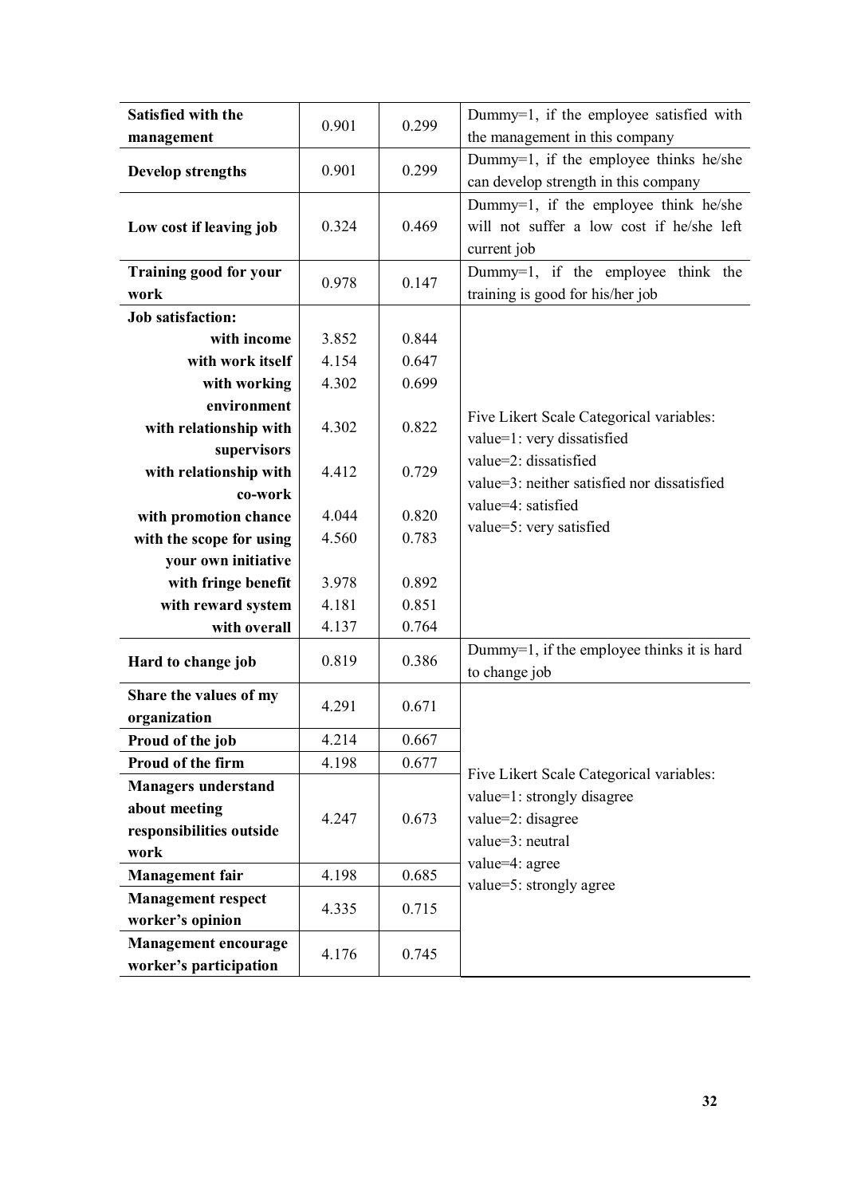| | | | |
|---|---|---|---|
| **Satisfied with the management** | 0.901 | 0.299 | Dummy=1, if the employee satisfied with the management in this company |
| **Develop strengths** | 0.901 | 0.299 | Dummy=1, if the employee thinks he/she can develop strength in this company |
| **Low cost if leaving job** | 0.324 | 0.469 | Dummy=1, if the employee think he/she will not suffer a low cost if he/she left current job |
| **Training good for your work** | 0.978 | 0.147 | Dummy=1, if the employee think the training is good for his/her job |
| **Job satisfaction:** | | | Five Likert Scale Categorical variables: value=1: very dissatisfied value=2: dissatisfied value=3: neither satisfied nor dissatisfied value=4: satisfied value=5: very satisfied |
| **with income** | 3.852 | 0.844 | |
| **with work itself** | 4.154 | 0.647 | |
| **with working environment** | 4.302 | 0.699 | |
| **with relationship with supervisors** | 4.302 | 0.822 | |
| **with relationship with co-work** | 4.412 | 0.729 | |
| **with promotion chance** | 4.044 | 0.820 | |
| **with the scope for using your own initiative** | 4.560 | 0.783 | |
| **with fringe benefit** | 3.978 | 0.892 | |
| **with reward system** | 4.181 | 0.851 | |
| **with overall** | 4.137 | 0.764 | |
| **Hard to change job** | 0.819 | 0.386 | Dummy=1, if the employee thinks it is hard to change job |
| **Share the values of my organization** | 4.291 | 0.671 | Five Likert Scale Categorical variables: value=1: strongly disagree value=2: disagree value=3: neutral value=4: agree value=5: strongly agree |
| **Proud of the job** | 4.214 | 0.667 | |
| **Proud of the firm** | 4.198 | 0.677 | |
| **Managers understand about meeting responsibilities outside work** | 4.247 | 0.673 | |
| **Management fair** | 4.198 | 0.685 | |
| **Management respect worker's opinion** | 4.335 | 0.715 | |
| **Management encourage worker's participation** | 4.176 | 0.745 | |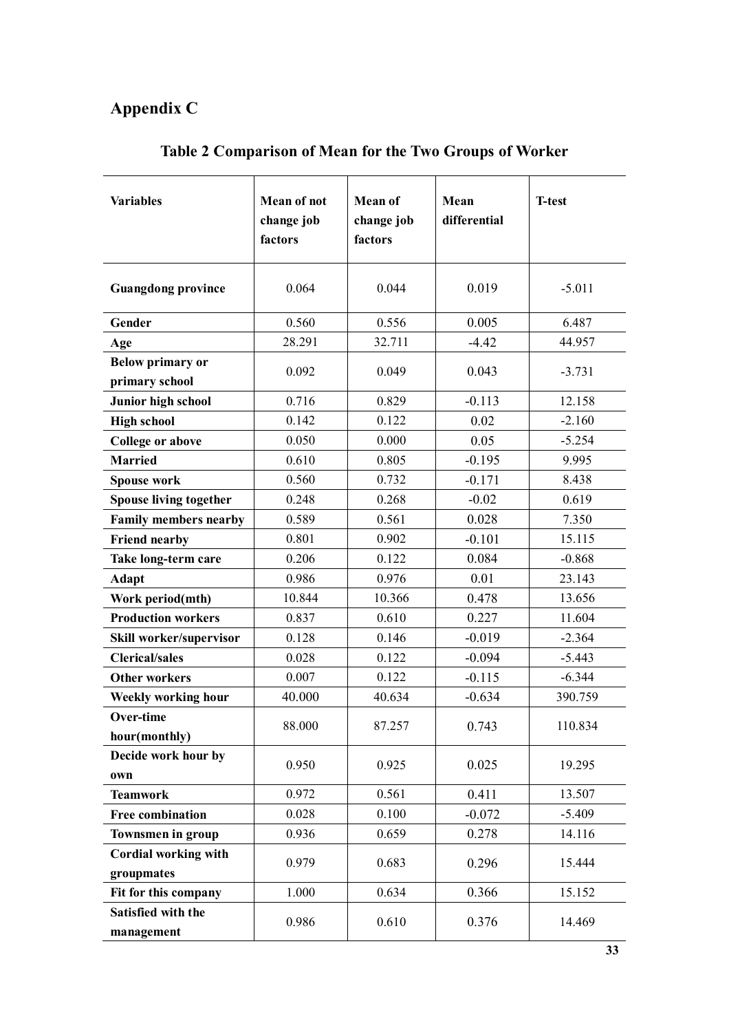## Appendix C

### Table 2 Comparison of Mean for the Two Groups of Worker

| Variables | Mean of not change job factors | Mean of change job factors | Mean differential | T-test |
|---|---|---|---|---|
| **Guangdong province** | 0.064 | 0.044 | 0.019 | -5.011 |
| **Gender** | 0.560 | 0.556 | 0.005 | 6.487 |
| **Age** | 28.291 | 32.711 | -4.42 | 44.957 |
| **Below primary or primary school** | 0.092 | 0.049 | 0.043 | -3.731 |
| **Junior high school** | 0.716 | 0.829 | -0.113 | 12.158 |
| **High school** | 0.142 | 0.122 | 0.02 | -2.160 |
| **College or above** | 0.050 | 0.000 | 0.05 | -5.254 |
| **Married** | 0.610 | 0.805 | -0.195 | 9.995 |
| **Spouse work** | 0.560 | 0.732 | -0.171 | 8.438 |
| **Spouse living together** | 0.248 | 0.268 | -0.02 | 0.619 |
| **Family members nearby** | 0.589 | 0.561 | 0.028 | 7.350 |
| **Friend nearby** | 0.801 | 0.902 | -0.101 | 15.115 |
| **Take long-term care** | 0.206 | 0.122 | 0.084 | -0.868 |
| **Adapt** | 0.986 | 0.976 | 0.01 | 23.143 |
| **Work period(mth)** | 10.844 | 10.366 | 0.478 | 13.656 |
| **Production workers** | 0.837 | 0.610 | 0.227 | 11.604 |
| **Skill worker/supervisor** | 0.128 | 0.146 | -0.019 | -2.364 |
| **Clerical/sales** | 0.028 | 0.122 | -0.094 | -5.443 |
| **Other workers** | 0.007 | 0.122 | -0.115 | -6.344 |
| **Weekly working hour** | 40.000 | 40.634 | -0.634 | 390.759 |
| **Over-time hour(monthly)** | 88.000 | 87.257 | 0.743 | 110.834 |
| **Decide work hour by own** | 0.950 | 0.925 | 0.025 | 19.295 |
| **Teamwork** | 0.972 | 0.561 | 0.411 | 13.507 |
| **Free combination** | 0.028 | 0.100 | -0.072 | -5.409 |
| **Townsmen in group** | 0.936 | 0.659 | 0.278 | 14.116 |
| **Cordial working with groupmates** | 0.979 | 0.683 | 0.296 | 15.444 |
| **Fit for this company** | 1.000 | 0.634 | 0.366 | 15.152 |
| **Satisfied with the management** | 0.986 | 0.610 | 0.376 | 14.469 |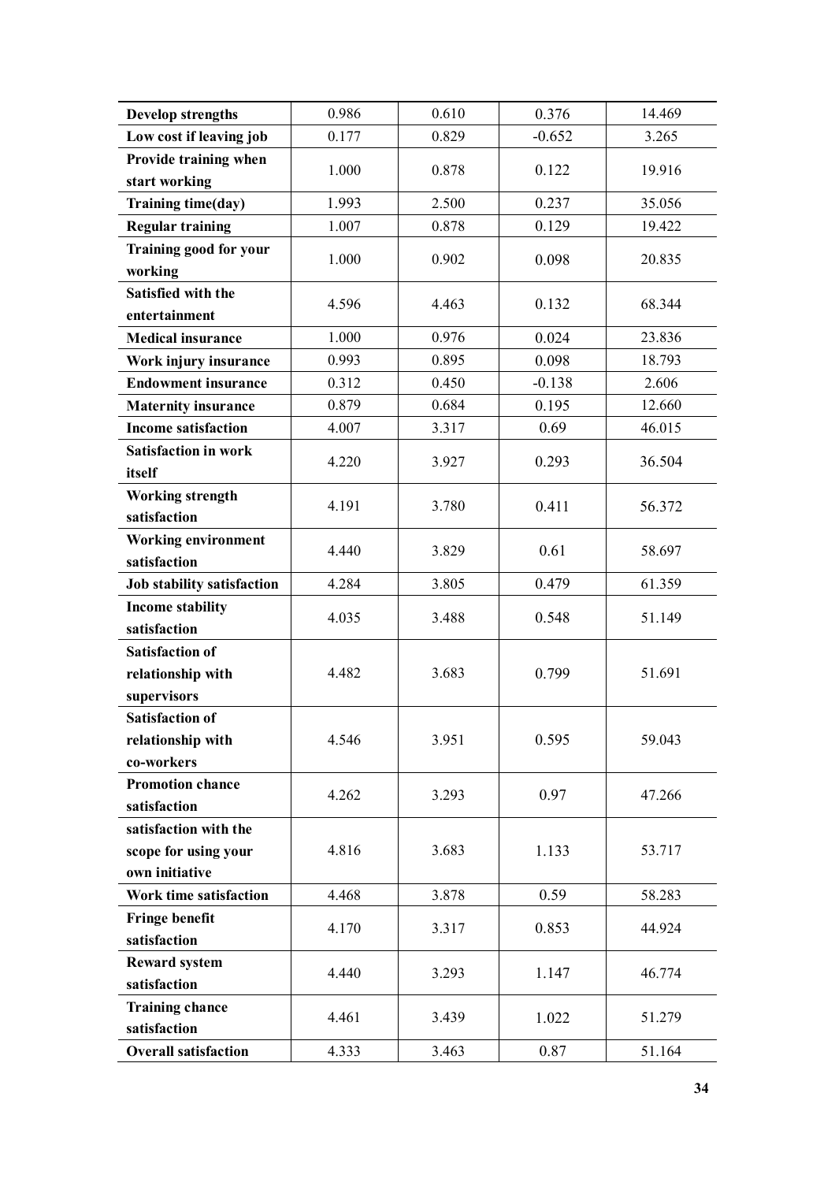| | | | | |
|---|---|---|---|---|
| **Develop strengths** | 0.986 | 0.610 | 0.376 | 14.469 |
| **Low cost if leaving job** | 0.177 | 0.829 | -0.652 | 3.265 |
| **Provide training when start working** | 1.000 | 0.878 | 0.122 | 19.916 |
| **Training time(day)** | 1.993 | 2.500 | 0.237 | 35.056 |
| **Regular training** | 1.007 | 0.878 | 0.129 | 19.422 |
| **Training good for your working** | 1.000 | 0.902 | 0.098 | 20.835 |
| **Satisfied with the entertainment** | 4.596 | 4.463 | 0.132 | 68.344 |
| **Medical insurance** | 1.000 | 0.976 | 0.024 | 23.836 |
| **Work injury insurance** | 0.993 | 0.895 | 0.098 | 18.793 |
| **Endowment insurance** | 0.312 | 0.450 | -0.138 | 2.606 |
| **Maternity insurance** | 0.879 | 0.684 | 0.195 | 12.660 |
| **Income satisfaction** | 4.007 | 3.317 | 0.69 | 46.015 |
| **Satisfaction in work itself** | 4.220 | 3.927 | 0.293 | 36.504 |
| **Working strength satisfaction** | 4.191 | 3.780 | 0.411 | 56.372 |
| **Working environment satisfaction** | 4.440 | 3.829 | 0.61 | 58.697 |
| **Job stability satisfaction** | 4.284 | 3.805 | 0.479 | 61.359 |
| **Income stability satisfaction** | 4.035 | 3.488 | 0.548 | 51.149 |
| **Satisfaction of relationship with supervisors** | 4.482 | 3.683 | 0.799 | 51.691 |
| **Satisfaction of relationship with co-workers** | 4.546 | 3.951 | 0.595 | 59.043 |
| **Promotion chance satisfaction** | 4.262 | 3.293 | 0.97 | 47.266 |
| **satisfaction with the scope for using your own initiative** | 4.816 | 3.683 | 1.133 | 53.717 |
| **Work time satisfaction** | 4.468 | 3.878 | 0.59 | 58.283 |
| **Fringe benefit satisfaction** | 4.170 | 3.317 | 0.853 | 44.924 |
| **Reward system satisfaction** | 4.440 | 3.293 | 1.147 | 46.774 |
| **Training chance satisfaction** | 4.461 | 3.439 | 1.022 | 51.279 |
| **Overall satisfaction** | 4.333 | 3.463 | 0.87 | 51.164 |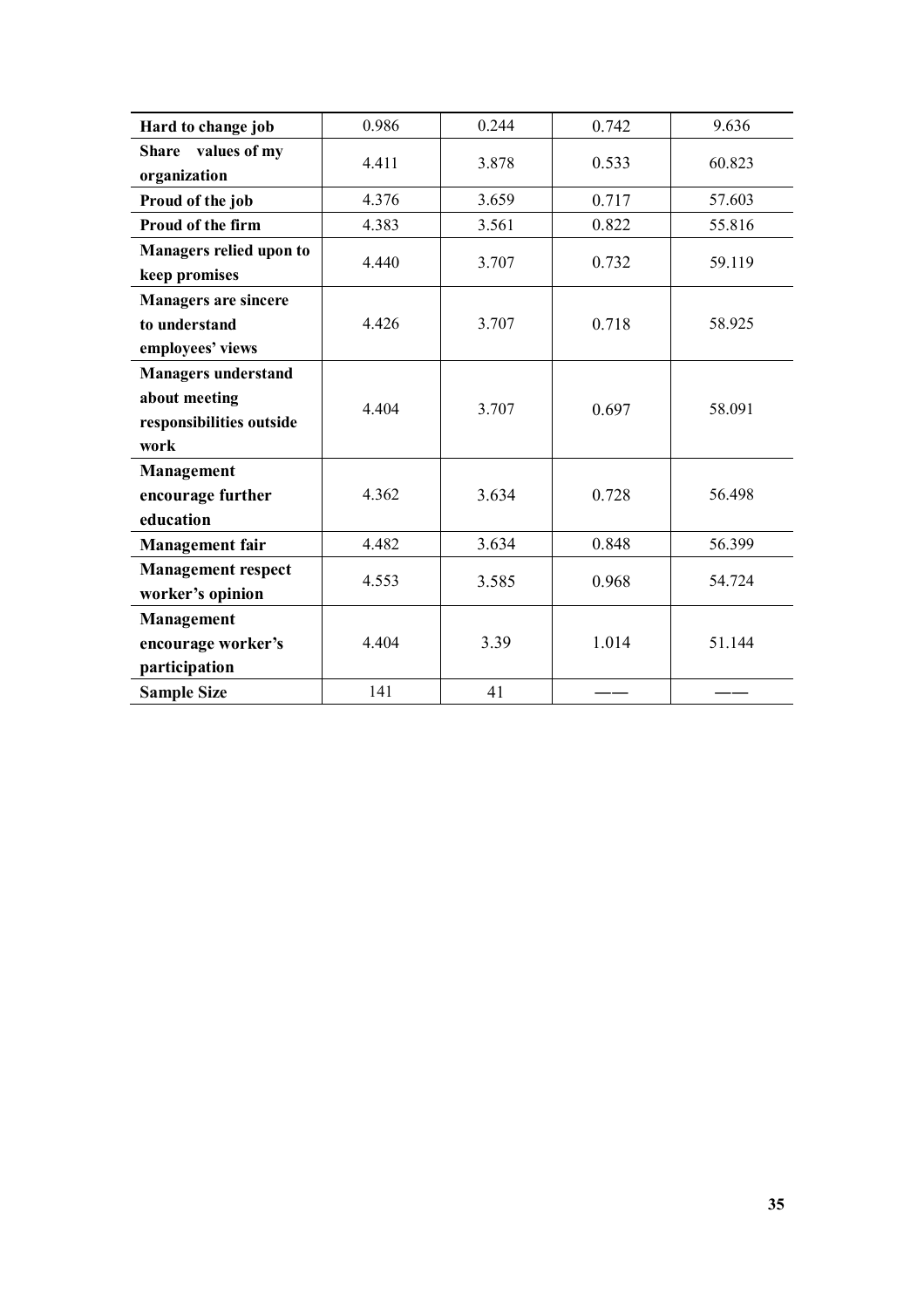| | | | | |
|---|---|---|---|---|
| **Hard to change job** | 0.986 | 0.244 | 0.742 | 9.636 |
| **Share values of my organization** | 4.411 | 3.878 | 0.533 | 60.823 |
| **Proud of the job** | 4.376 | 3.659 | 0.717 | 57.603 |
| **Proud of the firm** | 4.383 | 3.561 | 0.822 | 55.816 |
| **Managers relied upon to keep promises** | 4.440 | 3.707 | 0.732 | 59.119 |
| **Managers are sincere to understand employees' views** | 4.426 | 3.707 | 0.718 | 58.925 |
| **Managers understand about meeting responsibilities outside work** | 4.404 | 3.707 | 0.697 | 58.091 |
| **Management encourage further education** | 4.362 | 3.634 | 0.728 | 56.498 |
| **Management fair** | 4.482 | 3.634 | 0.848 | 56.399 |
| **Management respect worker's opinion** | 4.553 | 3.585 | 0.968 | 54.724 |
| **Management encourage worker's participation** | 4.404 | 3.39 | 1.014 | 51.144 |
| **Sample Size** | 141 | 41 | —— | —— |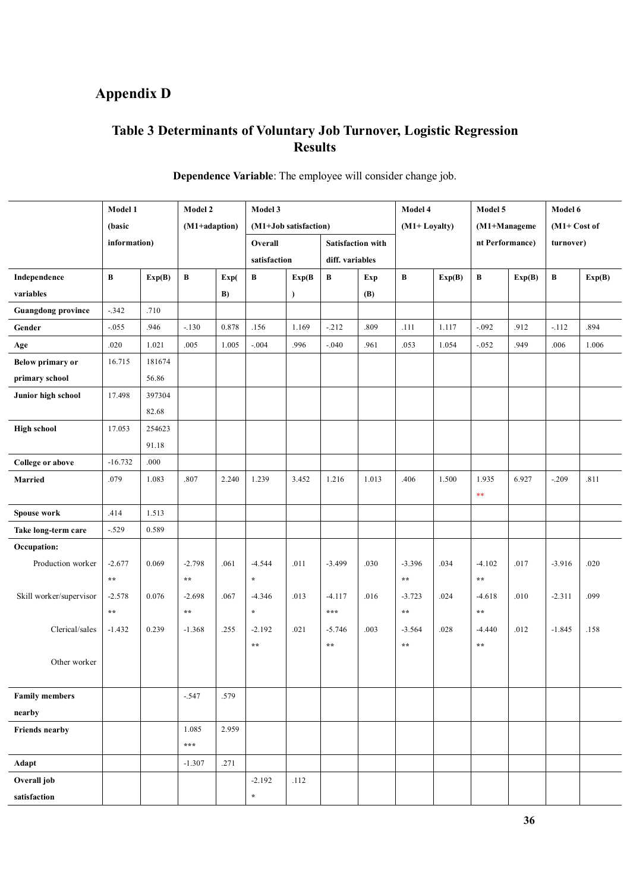# Appendix D

## Table 3 Determinants of Voluntary Job Turnover, Logistic Regression Results

**Dependence Variable**: The employee will consider change job.

| | Model 1 (basic information) | | Model 2 (M1+adaption) | | Model 3 (M1+Job satisfaction) | | | | Model 4 (M1+ Loyalty) | | Model 5 (M1+Management Performance) | | Model 6 (M1+ Cost of turnover) | |
|---|---|---|---|---|---|---|---|---|---|---|---|---|---|---|
| | | | | | Overall satisfaction | | Satisfaction with diff. variables | | | | | | | |
| **Independence variables** | **B** | **Exp(B)** | **B** | **Exp(B)** | **B** | **Exp(B)** | **B** | **Exp(B)** | **B** | **Exp(B)** | **B** | **Exp(B)** | **B** | **Exp(B)** |
| **Guangdong province** | -.342 | .710 | | | | | | | | | | | | |
| **Gender** | -.055 | .946 | -.130 | 0.878 | .156 | 1.169 | -.212 | .809 | .111 | 1.117 | -.092 | .912 | -.112 | .894 |
| **Age** | .020 | 1.021 | .005 | 1.005 | -.004 | .996 | -.040 | .961 | .053 | 1.054 | -.052 | .949 | .006 | 1.006 |
| **Below primary or primary school** | 16.715 | 18167456.86 | | | | | | | | | | | | |
| **Junior high school** | 17.498 | 39730482.68 | | | | | | | | | | | | |
| **High school** | 17.053 | 25462391.18 | | | | | | | | | | | | |
| **College or above** | -16.732 | .000 | | | | | | | | | | | | |
| **Married** | .079 | 1.083 | .807 | 2.240 | 1.239 | 3.452 | 1.216 | 1.013 | .406 | 1.500 | 1.935 ** | 6.927 | -.209 | .811 |
| **Spouse work** | .414 | 1.513 | | | | | | | | | | | | |
| **Take long-term care** | -.529 | 0.589 | | | | | | | | | | | | |
| **Occupation:** | | | | | | | | | | | | | | |
| Production worker | -2.677 ** | 0.069 | -2.798 ** | .061 | -4.544 * | .011 | -3.499 | .030 | -3.396 ** | .034 | -4.102 ** | .017 | -3.916 | .020 |
| Skill worker/supervisor | -2.578 ** | 0.076 | -2.698 ** | .067 | -4.346 * | .013 | -4.117 *** | .016 | -3.723 ** | .024 | -4.618 ** | .010 | -2.311 | .099 |
| Clerical/sales | -1.432 | 0.239 | -1.368 | .255 | -2.192 ** | .021 | -5.746 ** | .003 | -3.564 ** | .028 | -4.440 ** | .012 | -1.845 | .158 |
| Other worker | | | | | | | | | | | | | | |
| **Family members nearby** | | | -.547 | .579 | | | | | | | | | | |
| **Friends nearby** | | | 1.085 *** | 2.959 | | | | | | | | | | |
| **Adapt** | | | -1.307 | .271 | | | | | | | | | | |
| **Overall job satisfaction** | | | | | -2.192 * | .112 | | | | | | | | |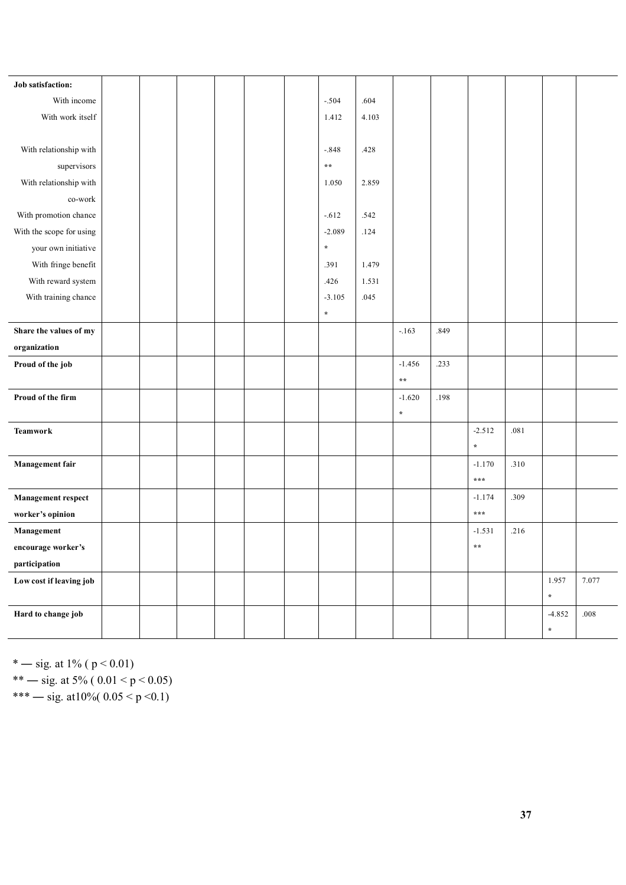| Job satisfaction: | | | | | | | | | | | | | | |
|---|---|---|---|---|---|---|---|---|---|---|---|---|---|---|
| With income | | | | | | | -.504 | .604 | | | | | | |
| With work itself | | | | | | | 1.412 | 4.103 | | | | | | |
| With relationship with supervisors | | | | | | | -.848 ** | .428 | | | | | | |
| With relationship with co-work | | | | | | | 1.050 | 2.859 | | | | | | |
| With promotion chance | | | | | | | -.612 | .542 | | | | | | |
| With the scope for using your own initiative | | | | | | | -2.089 * | .124 | | | | | | |
| With fringe benefit | | | | | | | .391 | 1.479 | | | | | | |
| With reward system | | | | | | | .426 | 1.531 | | | | | | |
| With training chance | | | | | | | -3.105 * | .045 | | | | | | |
| **Share the values of my organization** | | | | | | | | | -.163 | .849 | | | | |
| **Proud of the job** | | | | | | | | | -1.456 ** | .233 | | | | |
| **Proud of the firm** | | | | | | | | | -1.620 * | .198 | | | | |
| **Teamwork** | | | | | | | | | | | -2.512 * | .081 | | |
| **Management fair** | | | | | | | | | | | -1.170 *** | .310 | | |
| **Management respect worker's opinion** | | | | | | | | | | | -1.174 *** | .309 | | |
| **Management encourage worker's participation** | | | | | | | | | | | -1.531 ** | .216 | | |
| **Low cost if leaving job** | | | | | | | | | | | | | 1.957 * | 7.077 |
| **Hard to change job** | | | | | | | | | | | | | -4.852 * | .008 |

* — sig. at 1% ( $p < 0.01$)

** — sig. at 5% ( $0.01 < p < 0.05$)

*** — sig. at10%( $0.05 < p < 0.1$)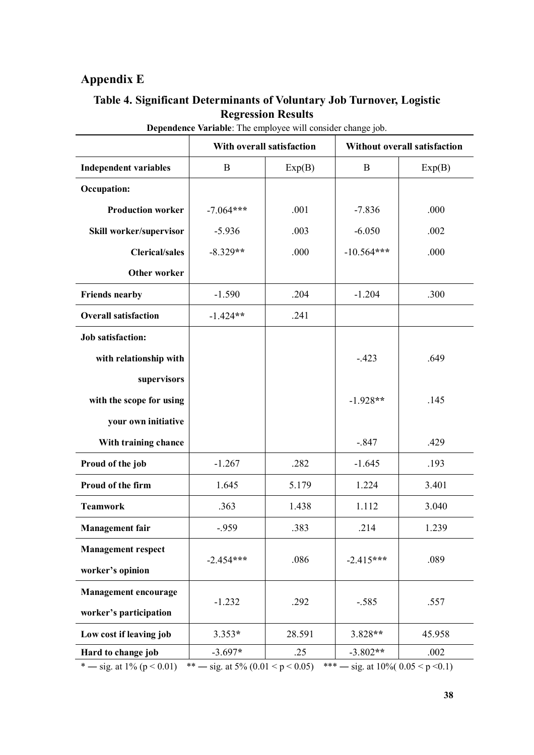## Appendix E

### Table 4. Significant Determinants of Voluntary Job Turnover, Logistic Regression Results

**Dependence Variable**: The employee will consider change job.

| | With overall satisfaction | | Without overall satisfaction | |
|---|---|---|---|---|
| **Independent variables** | B | Exp(B) | B | Exp(B) |
| **Occupation:** | | | | |
| **Production worker** | -7.064*** | .001 | -7.836 | .000 |
| **Skill worker/supervisor** | -5.936 | .003 | -6.050 | .002 |
| **Clerical/sales** | -8.329** | .000 | -10.564*** | .000 |
| **Other worker** | | | | |
| **Friends nearby** | -1.590 | .204 | -1.204 | .300 |
| **Overall satisfaction** | -1.424** | .241 | | |
| **Job satisfaction:** | | | | |
| **with relationship with supervisors** | | | -.423 | .649 |
| **with the scope for using your own initiative** | | | -1.928** | .145 |
| **With training chance** | | | -.847 | .429 |
| **Proud of the job** | -1.267 | .282 | -1.645 | .193 |
| **Proud of the firm** | 1.645 | 5.179 | 1.224 | 3.401 |
| **Teamwork** | .363 | 1.438 | 1.112 | 3.040 |
| **Management fair** | -.959 | .383 | .214 | 1.239 |
| **Management respect worker's opinion** | -2.454*** | .086 | -2.415*** | .089 |
| **Management encourage worker's participation** | -1.232 | .292 | -.585 | .557 |
| **Low cost if leaving job** | 3.353* | 28.591 | 3.828** | 45.958 |
| **Hard to change job** | -3.697* | .25 | -3.802** | .002 |

* — sig. at 1% ($p < 0.01$)  ** — sig. at 5% ($0.01 < p < 0.05$)  *** — sig. at 10%( $0.05 < p < 0.1$)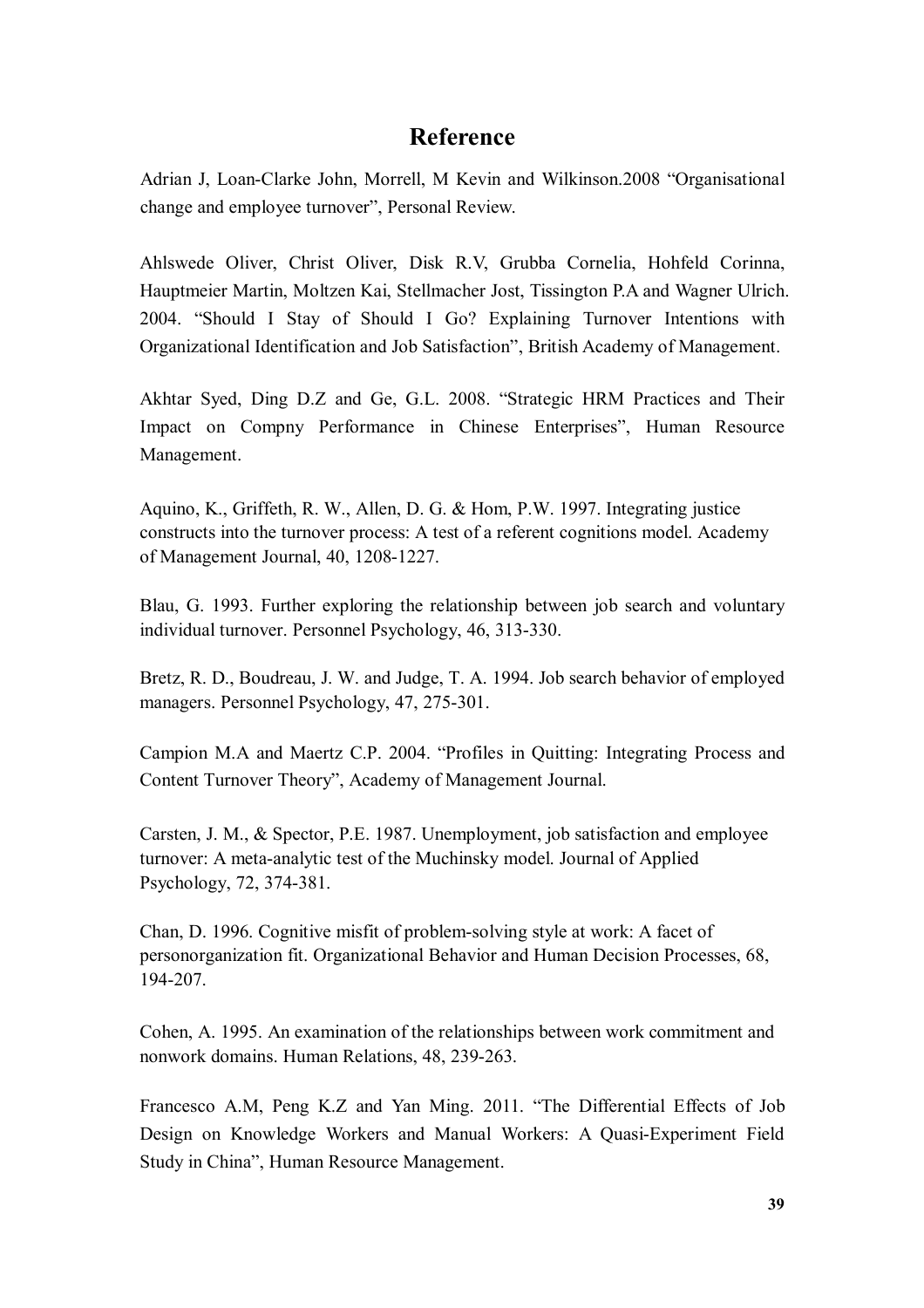# Reference

Adrian J, Loan-Clarke John, Morrell, M Kevin and Wilkinson.2008 "Organisational change and employee turnover", Personal Review.

Ahlswede Oliver, Christ Oliver, Disk R.V, Grubba Cornelia, Hohfeld Corinna, Hauptmeier Martin, Moltzen Kai, Stellmacher Jost, Tissington P.A and Wagner Ulrich. 2004. "Should I Stay of Should I Go? Explaining Turnover Intentions with Organizational Identification and Job Satisfaction", British Academy of Management.

Akhtar Syed, Ding D.Z and Ge, G.L. 2008. "Strategic HRM Practices and Their Impact on Compny Performance in Chinese Enterprises", Human Resource Management.

Aquino, K., Griffeth, R. W., Allen, D. G. & Hom, P.W. 1997. Integrating justice constructs into the turnover process: A test of a referent cognitions model. Academy of Management Journal, 40, 1208-1227.

Blau, G. 1993. Further exploring the relationship between job search and voluntary individual turnover. Personnel Psychology, 46, 313-330.

Bretz, R. D., Boudreau, J. W. and Judge, T. A. 1994. Job search behavior of employed managers. Personnel Psychology, 47, 275-301.

Campion M.A and Maertz C.P. 2004. "Profiles in Quitting: Integrating Process and Content Turnover Theory", Academy of Management Journal.

Carsten, J. M., & Spector, P.E. 1987. Unemployment, job satisfaction and employee turnover: A meta-analytic test of the Muchinsky model. Journal of Applied Psychology, 72, 374-381.

Chan, D. 1996. Cognitive misfit of problem-solving style at work: A facet of personorganization fit. Organizational Behavior and Human Decision Processes, 68, 194-207.

Cohen, A. 1995. An examination of the relationships between work commitment and nonwork domains. Human Relations, 48, 239-263.

Francesco A.M, Peng K.Z and Yan Ming. 2011. "The Differential Effects of Job Design on Knowledge Workers and Manual Workers: A Quasi-Experiment Field Study in China", Human Resource Management.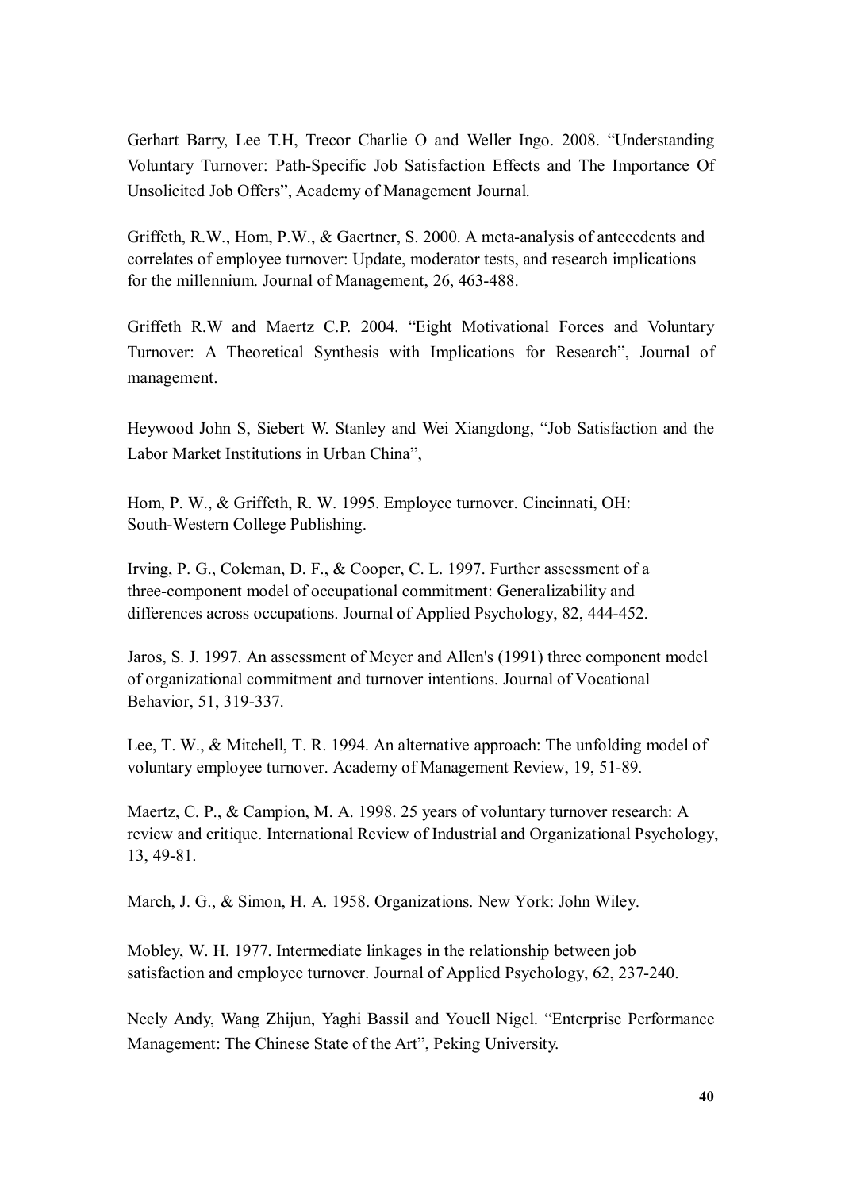Gerhart Barry, Lee T.H, Trecor Charlie O and Weller Ingo. 2008. "Understanding Voluntary Turnover: Path-Specific Job Satisfaction Effects and The Importance Of Unsolicited Job Offers", Academy of Management Journal.

Griffeth, R.W., Hom, P.W., & Gaertner, S. 2000. A meta-analysis of antecedents and correlates of employee turnover: Update, moderator tests, and research implications for the millennium. Journal of Management, 26, 463-488.

Griffeth R.W and Maertz C.P. 2004. "Eight Motivational Forces and Voluntary Turnover: A Theoretical Synthesis with Implications for Research", Journal of management.

Heywood John S, Siebert W. Stanley and Wei Xiangdong, "Job Satisfaction and the Labor Market Institutions in Urban China",

Hom, P. W., & Griffeth, R. W. 1995. Employee turnover. Cincinnati, OH: South-Western College Publishing.

Irving, P. G., Coleman, D. F., & Cooper, C. L. 1997. Further assessment of a three-component model of occupational commitment: Generalizability and differences across occupations. Journal of Applied Psychology, 82, 444-452.

Jaros, S. J. 1997. An assessment of Meyer and Allen's (1991) three component model of organizational commitment and turnover intentions. Journal of Vocational Behavior, 51, 319-337.

Lee, T. W., & Mitchell, T. R. 1994. An alternative approach: The unfolding model of voluntary employee turnover. Academy of Management Review, 19, 51-89.

Maertz, C. P., & Campion, M. A. 1998. 25 years of voluntary turnover research: A review and critique. International Review of Industrial and Organizational Psychology, 13, 49-81.

March, J. G., & Simon, H. A. 1958. Organizations. New York: John Wiley.

Mobley, W. H. 1977. Intermediate linkages in the relationship between job satisfaction and employee turnover. Journal of Applied Psychology, 62, 237-240.

Neely Andy, Wang Zhijun, Yaghi Bassil and Youell Nigel. "Enterprise Performance Management: The Chinese State of the Art", Peking University.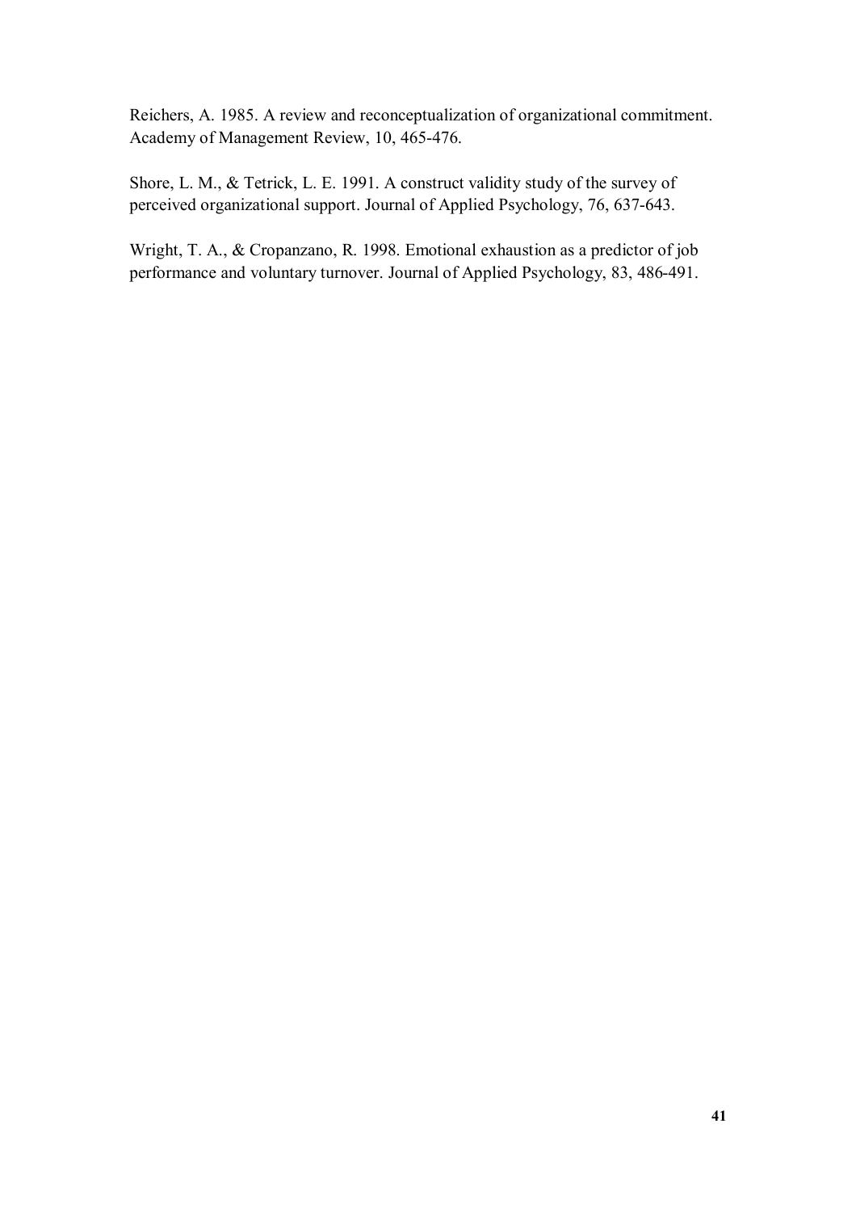Reichers, A. 1985. A review and reconceptualization of organizational commitment. Academy of Management Review, 10, 465-476.

Shore, L. M., & Tetrick, L. E. 1991. A construct validity study of the survey of perceived organizational support. Journal of Applied Psychology, 76, 637-643.

Wright, T. A., & Cropanzano, R. 1998. Emotional exhaustion as a predictor of job performance and voluntary turnover. Journal of Applied Psychology, 83, 486-491.